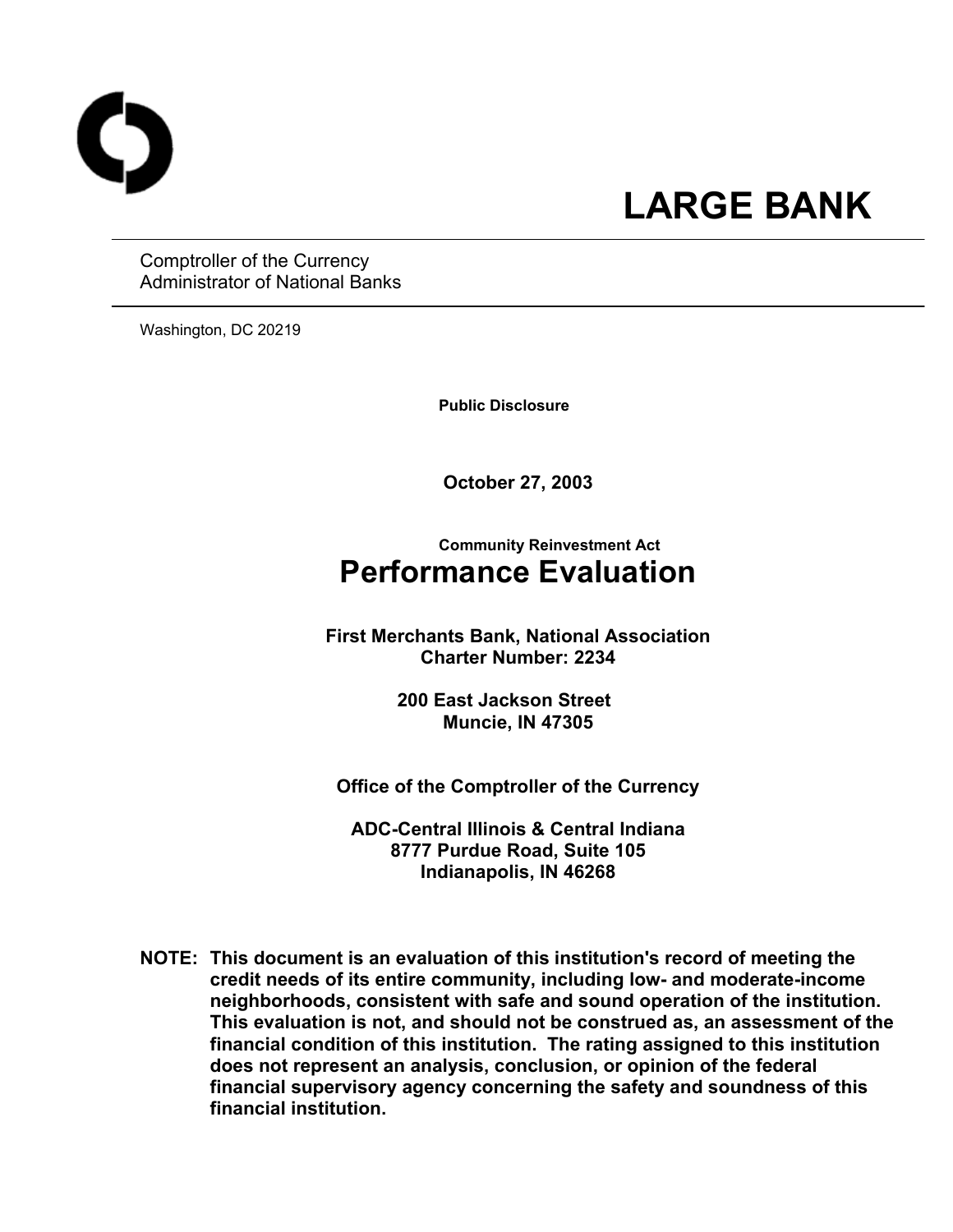# LARGE BANK

Comptroller of the Currency
Administrator of National Banks

Washington, DC 20219

**Public Disclosure**

**October 27, 2003**

**Community Reinvestment Act**

# Performance Evaluation

**First Merchants Bank, National Association**
**Charter Number: 2234**

**200 East Jackson Street**
**Muncie, IN 47305**

**Office of the Comptroller of the Currency**

**ADC-Central Illinois & Central Indiana**
**8777 Purdue Road, Suite 105**
**Indianapolis, IN 46268**

**NOTE: This document is an evaluation of this institution's record of meeting the credit needs of its entire community, including low- and moderate-income neighborhoods, consistent with safe and sound operation of the institution. This evaluation is not, and should not be construed as, an assessment of the financial condition of this institution. The rating assigned to this institution does not represent an analysis, conclusion, or opinion of the federal financial supervisory agency concerning the safety and soundness of this financial institution.**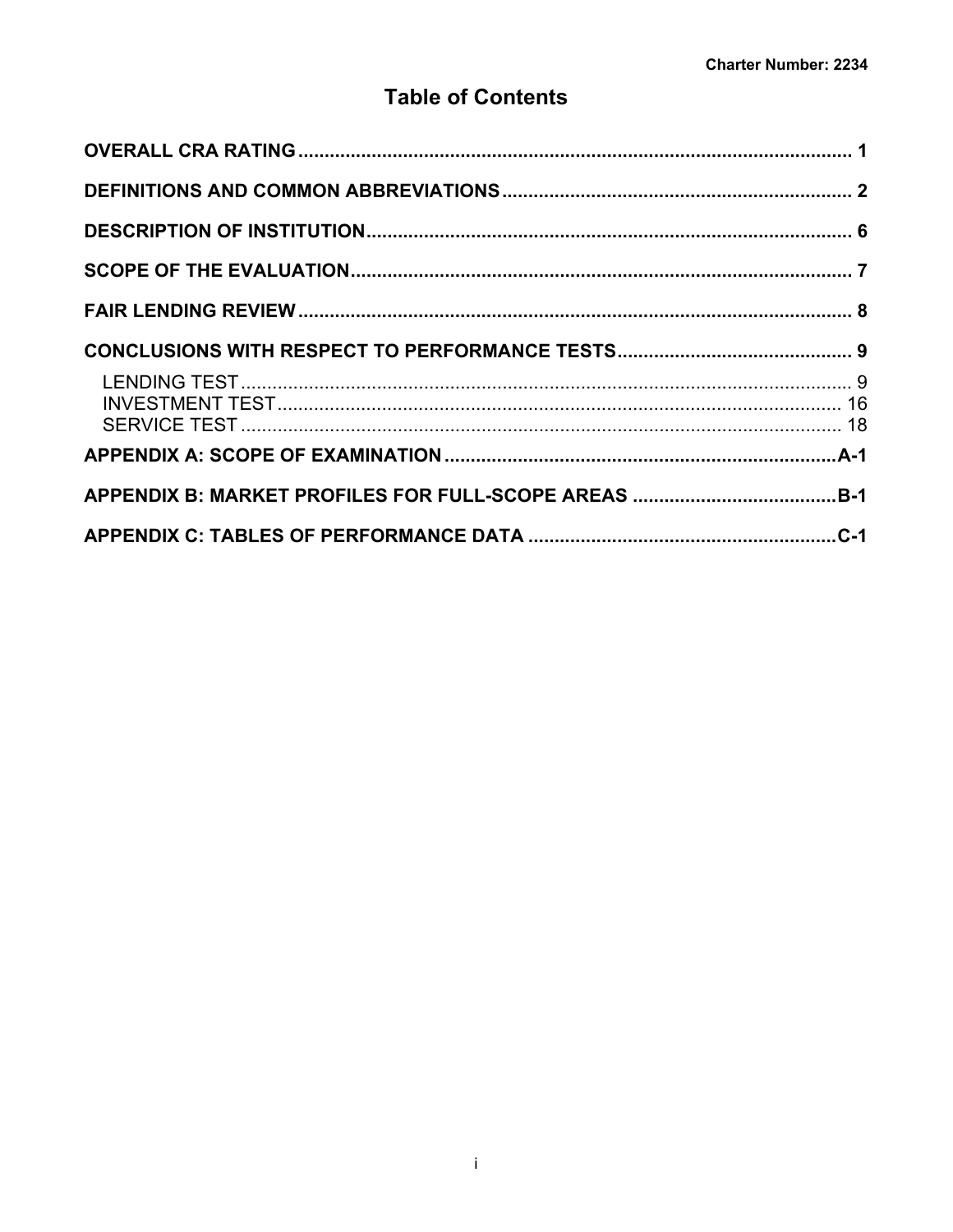# Table of Contents

| | |
|---|---|
| **OVERALL CRA RATING** | **1** |
| **DEFINITIONS AND COMMON ABBREVIATIONS** | **2** |
| **DESCRIPTION OF INSTITUTION** | **6** |
| **SCOPE OF THE EVALUATION** | **7** |
| **FAIR LENDING REVIEW** | **8** |
| **CONCLUSIONS WITH RESPECT TO PERFORMANCE TESTS** | **9** |
| LENDING TEST | 9 |
| INVESTMENT TEST | 16 |
| SERVICE TEST | 18 |
| **APPENDIX A: SCOPE OF EXAMINATION** | **A-1** |
| **APPENDIX B: MARKET PROFILES FOR FULL-SCOPE AREAS** | **B-1** |
| **APPENDIX C: TABLES OF PERFORMANCE DATA** | **C-1** |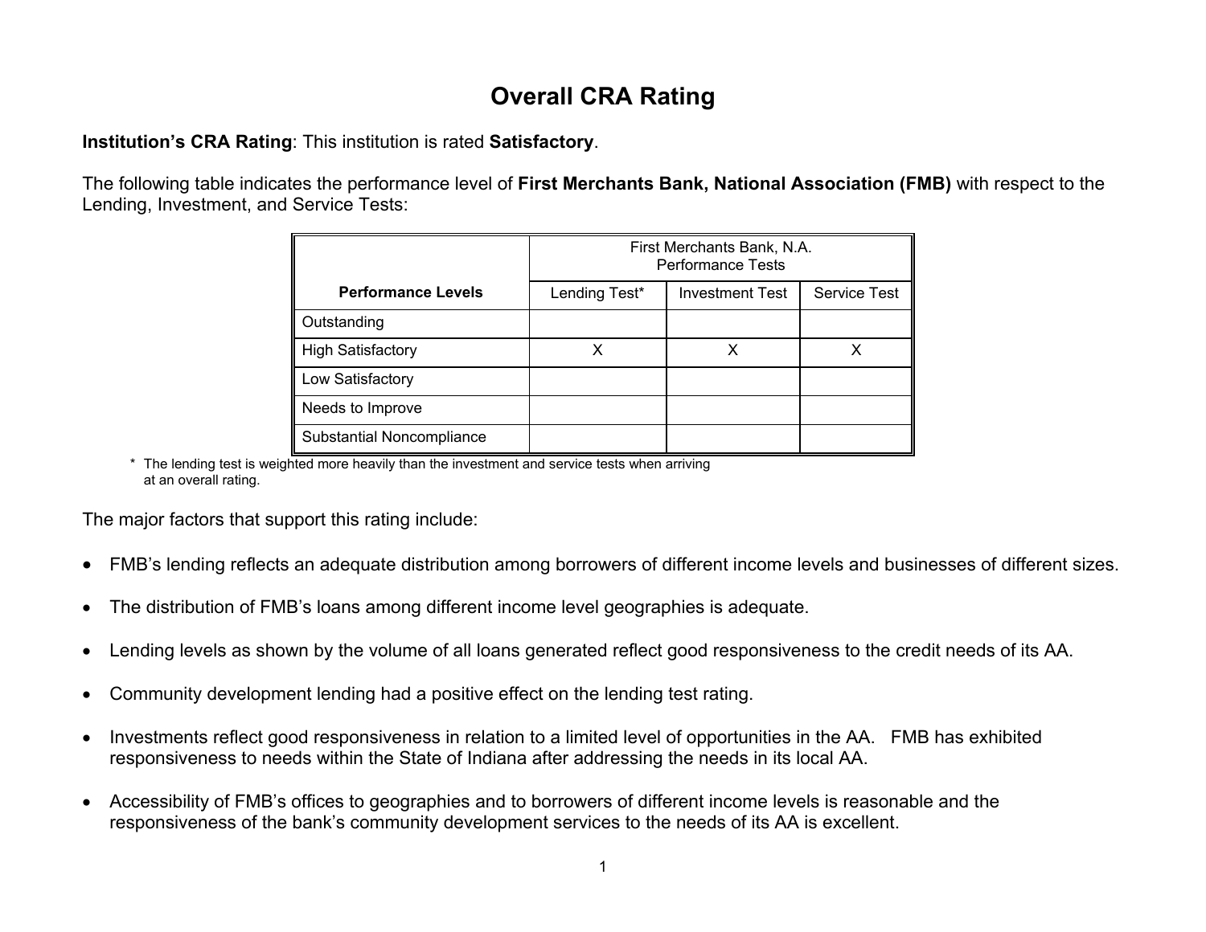# Overall CRA Rating

**Institution's CRA Rating**: This institution is rated **Satisfactory**.

The following table indicates the performance level of **First Merchants Bank, National Association (FMB)** with respect to the Lending, Investment, and Service Tests:

| | First Merchants Bank, N.A. Performance Tests | | |
|---|---|---|---|
| **Performance Levels** | Lending Test* | Investment Test | Service Test |
| Outstanding | | | |
| High Satisfactory | X | X | X |
| Low Satisfactory | | | |
| Needs to Improve | | | |
| Substantial Noncompliance | | | |

\* The lending test is weighted more heavily than the investment and service tests when arriving at an overall rating.

The major factors that support this rating include:

- FMB's lending reflects an adequate distribution among borrowers of different income levels and businesses of different sizes.
- The distribution of FMB's loans among different income level geographies is adequate.
- Lending levels as shown by the volume of all loans generated reflect good responsiveness to the credit needs of its AA.
- Community development lending had a positive effect on the lending test rating.
- Investments reflect good responsiveness in relation to a limited level of opportunities in the AA. FMB has exhibited responsiveness to needs within the State of Indiana after addressing the needs in its local AA.
- Accessibility of FMB's offices to geographies and to borrowers of different income levels is reasonable and the responsiveness of the bank's community development services to the needs of its AA is excellent.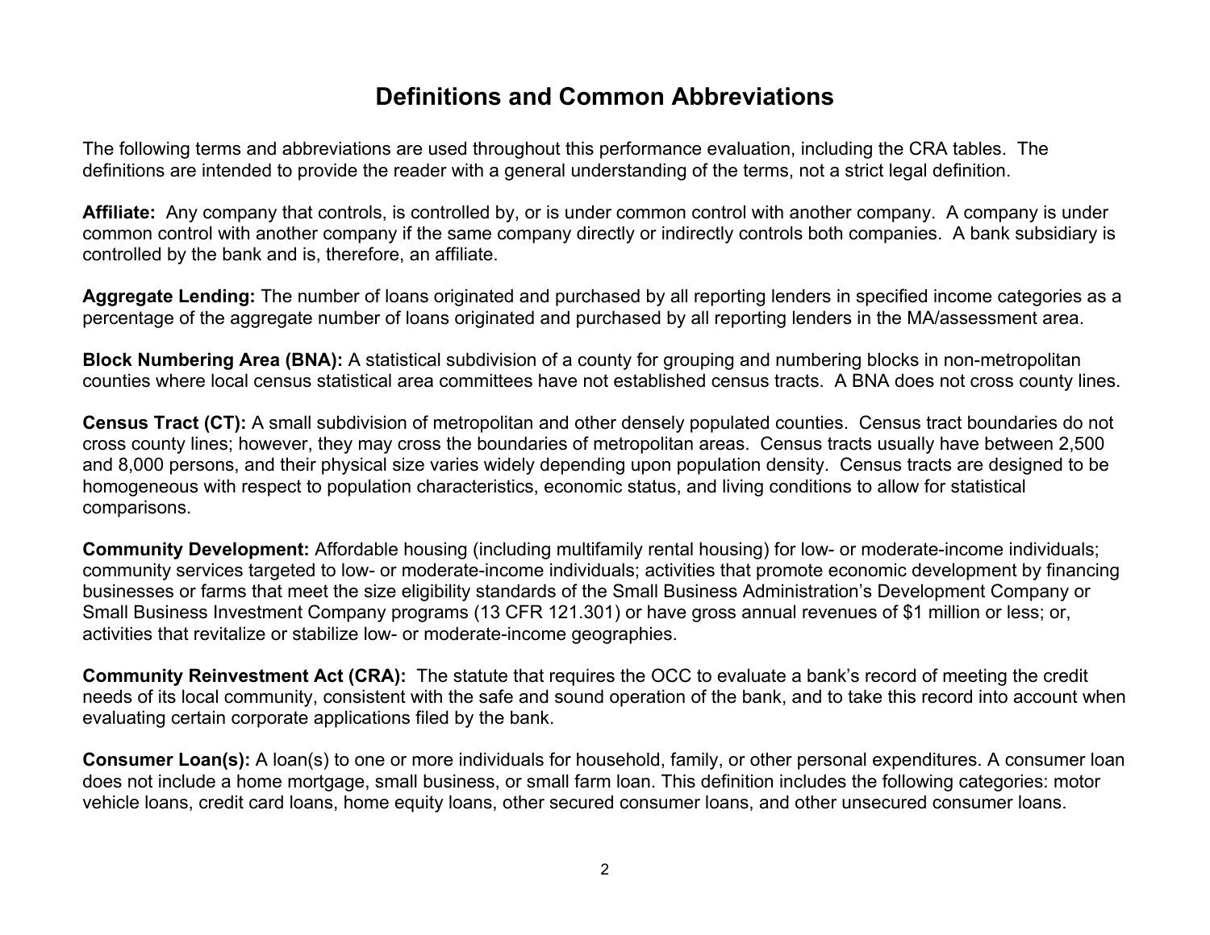# Definitions and Common Abbreviations

The following terms and abbreviations are used throughout this performance evaluation, including the CRA tables. The definitions are intended to provide the reader with a general understanding of the terms, not a strict legal definition.

**Affiliate:** Any company that controls, is controlled by, or is under common control with another company. A company is under common control with another company if the same company directly or indirectly controls both companies. A bank subsidiary is controlled by the bank and is, therefore, an affiliate.

**Aggregate Lending:** The number of loans originated and purchased by all reporting lenders in specified income categories as a percentage of the aggregate number of loans originated and purchased by all reporting lenders in the MA/assessment area.

**Block Numbering Area (BNA):** A statistical subdivision of a county for grouping and numbering blocks in non-metropolitan counties where local census statistical area committees have not established census tracts. A BNA does not cross county lines.

**Census Tract (CT):** A small subdivision of metropolitan and other densely populated counties. Census tract boundaries do not cross county lines; however, they may cross the boundaries of metropolitan areas. Census tracts usually have between 2,500 and 8,000 persons, and their physical size varies widely depending upon population density. Census tracts are designed to be homogeneous with respect to population characteristics, economic status, and living conditions to allow for statistical comparisons.

**Community Development:** Affordable housing (including multifamily rental housing) for low- or moderate-income individuals; community services targeted to low- or moderate-income individuals; activities that promote economic development by financing businesses or farms that meet the size eligibility standards of the Small Business Administration's Development Company or Small Business Investment Company programs (13 CFR 121.301) or have gross annual revenues of $1 million or less; or, activities that revitalize or stabilize low- or moderate-income geographies.

**Community Reinvestment Act (CRA):** The statute that requires the OCC to evaluate a bank's record of meeting the credit needs of its local community, consistent with the safe and sound operation of the bank, and to take this record into account when evaluating certain corporate applications filed by the bank.

**Consumer Loan(s):** A loan(s) to one or more individuals for household, family, or other personal expenditures. A consumer loan does not include a home mortgage, small business, or small farm loan. This definition includes the following categories: motor vehicle loans, credit card loans, home equity loans, other secured consumer loans, and other unsecured consumer loans.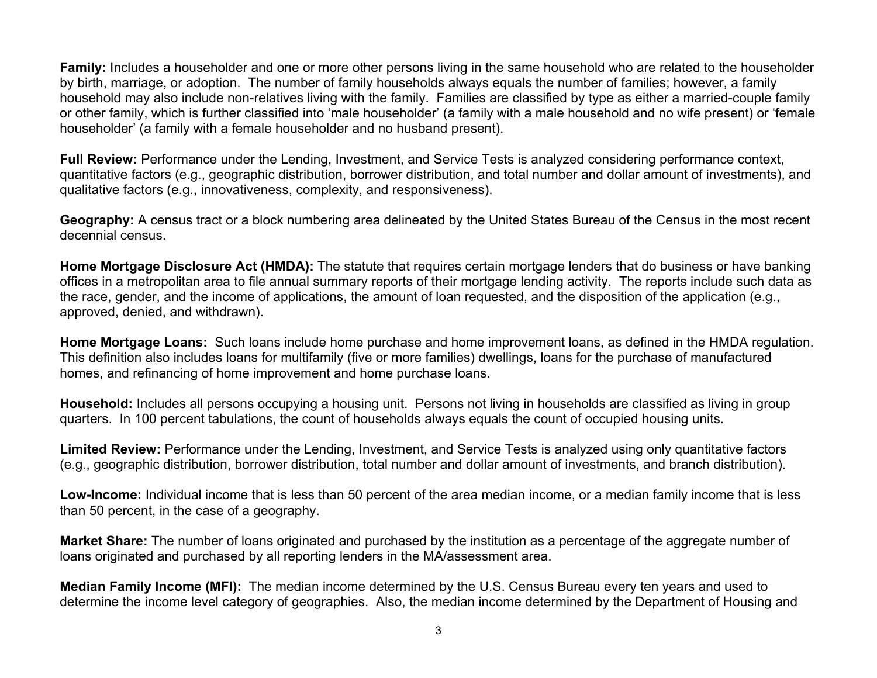**Family:** Includes a householder and one or more other persons living in the same household who are related to the householder by birth, marriage, or adoption. The number of family households always equals the number of families; however, a family household may also include non-relatives living with the family. Families are classified by type as either a married-couple family or other family, which is further classified into 'male householder' (a family with a male household and no wife present) or 'female householder' (a family with a female householder and no husband present).

**Full Review:** Performance under the Lending, Investment, and Service Tests is analyzed considering performance context, quantitative factors (e.g., geographic distribution, borrower distribution, and total number and dollar amount of investments), and qualitative factors (e.g., innovativeness, complexity, and responsiveness).

**Geography:** A census tract or a block numbering area delineated by the United States Bureau of the Census in the most recent decennial census.

**Home Mortgage Disclosure Act (HMDA):** The statute that requires certain mortgage lenders that do business or have banking offices in a metropolitan area to file annual summary reports of their mortgage lending activity. The reports include such data as the race, gender, and the income of applications, the amount of loan requested, and the disposition of the application (e.g., approved, denied, and withdrawn).

**Home Mortgage Loans:** Such loans include home purchase and home improvement loans, as defined in the HMDA regulation. This definition also includes loans for multifamily (five or more families) dwellings, loans for the purchase of manufactured homes, and refinancing of home improvement and home purchase loans.

**Household:** Includes all persons occupying a housing unit. Persons not living in households are classified as living in group quarters. In 100 percent tabulations, the count of households always equals the count of occupied housing units.

**Limited Review:** Performance under the Lending, Investment, and Service Tests is analyzed using only quantitative factors (e.g., geographic distribution, borrower distribution, total number and dollar amount of investments, and branch distribution).

**Low-Income:** Individual income that is less than 50 percent of the area median income, or a median family income that is less than 50 percent, in the case of a geography.

**Market Share:** The number of loans originated and purchased by the institution as a percentage of the aggregate number of loans originated and purchased by all reporting lenders in the MA/assessment area.

**Median Family Income (MFI):** The median income determined by the U.S. Census Bureau every ten years and used to determine the income level category of geographies. Also, the median income determined by the Department of Housing and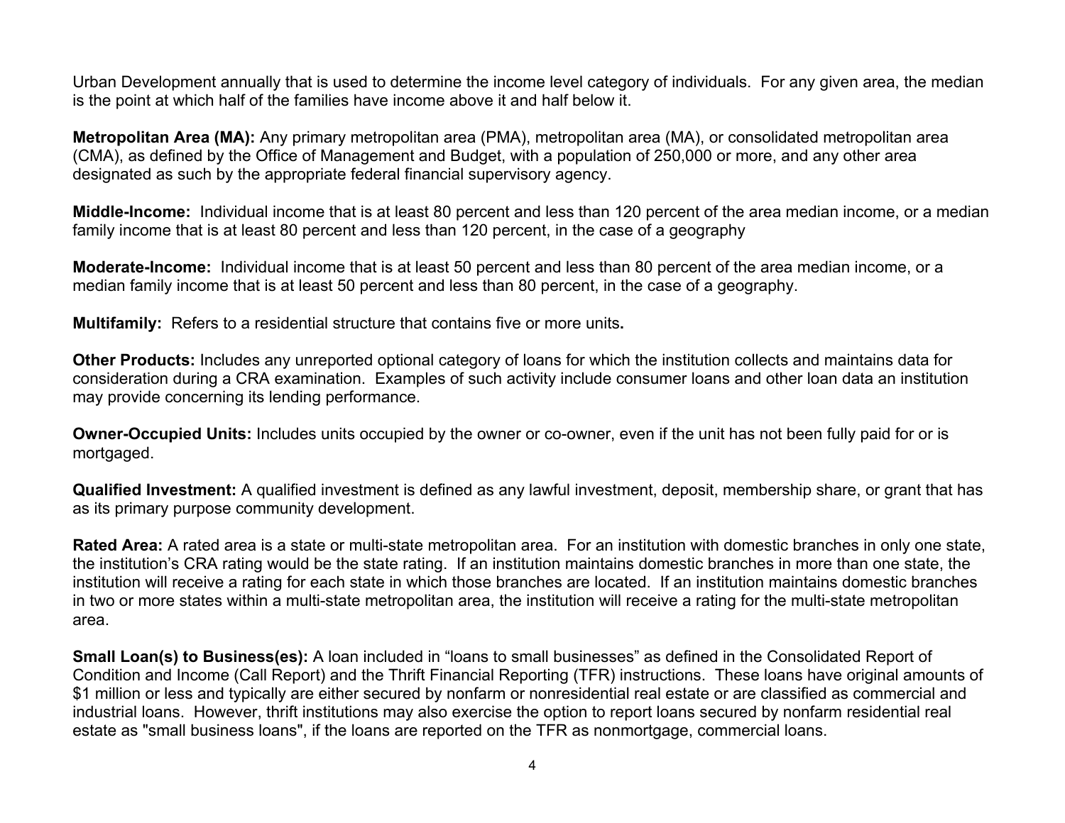Urban Development annually that is used to determine the income level category of individuals. For any given area, the median is the point at which half of the families have income above it and half below it.

**Metropolitan Area (MA):** Any primary metropolitan area (PMA), metropolitan area (MA), or consolidated metropolitan area (CMA), as defined by the Office of Management and Budget, with a population of 250,000 or more, and any other area designated as such by the appropriate federal financial supervisory agency.

**Middle-Income:** Individual income that is at least 80 percent and less than 120 percent of the area median income, or a median family income that is at least 80 percent and less than 120 percent, in the case of a geography

**Moderate-Income:** Individual income that is at least 50 percent and less than 80 percent of the area median income, or a median family income that is at least 50 percent and less than 80 percent, in the case of a geography.

**Multifamily:** Refers to a residential structure that contains five or more units**.**

**Other Products:** Includes any unreported optional category of loans for which the institution collects and maintains data for consideration during a CRA examination. Examples of such activity include consumer loans and other loan data an institution may provide concerning its lending performance.

**Owner-Occupied Units:** Includes units occupied by the owner or co-owner, even if the unit has not been fully paid for or is mortgaged.

**Qualified Investment:** A qualified investment is defined as any lawful investment, deposit, membership share, or grant that has as its primary purpose community development.

**Rated Area:** A rated area is a state or multi-state metropolitan area. For an institution with domestic branches in only one state, the institution's CRA rating would be the state rating. If an institution maintains domestic branches in more than one state, the institution will receive a rating for each state in which those branches are located. If an institution maintains domestic branches in two or more states within a multi-state metropolitan area, the institution will receive a rating for the multi-state metropolitan area.

**Small Loan(s) to Business(es):** A loan included in "loans to small businesses" as defined in the Consolidated Report of Condition and Income (Call Report) and the Thrift Financial Reporting (TFR) instructions. These loans have original amounts of $1 million or less and typically are either secured by nonfarm or nonresidential real estate or are classified as commercial and industrial loans. However, thrift institutions may also exercise the option to report loans secured by nonfarm residential real estate as "small business loans", if the loans are reported on the TFR as nonmortgage, commercial loans.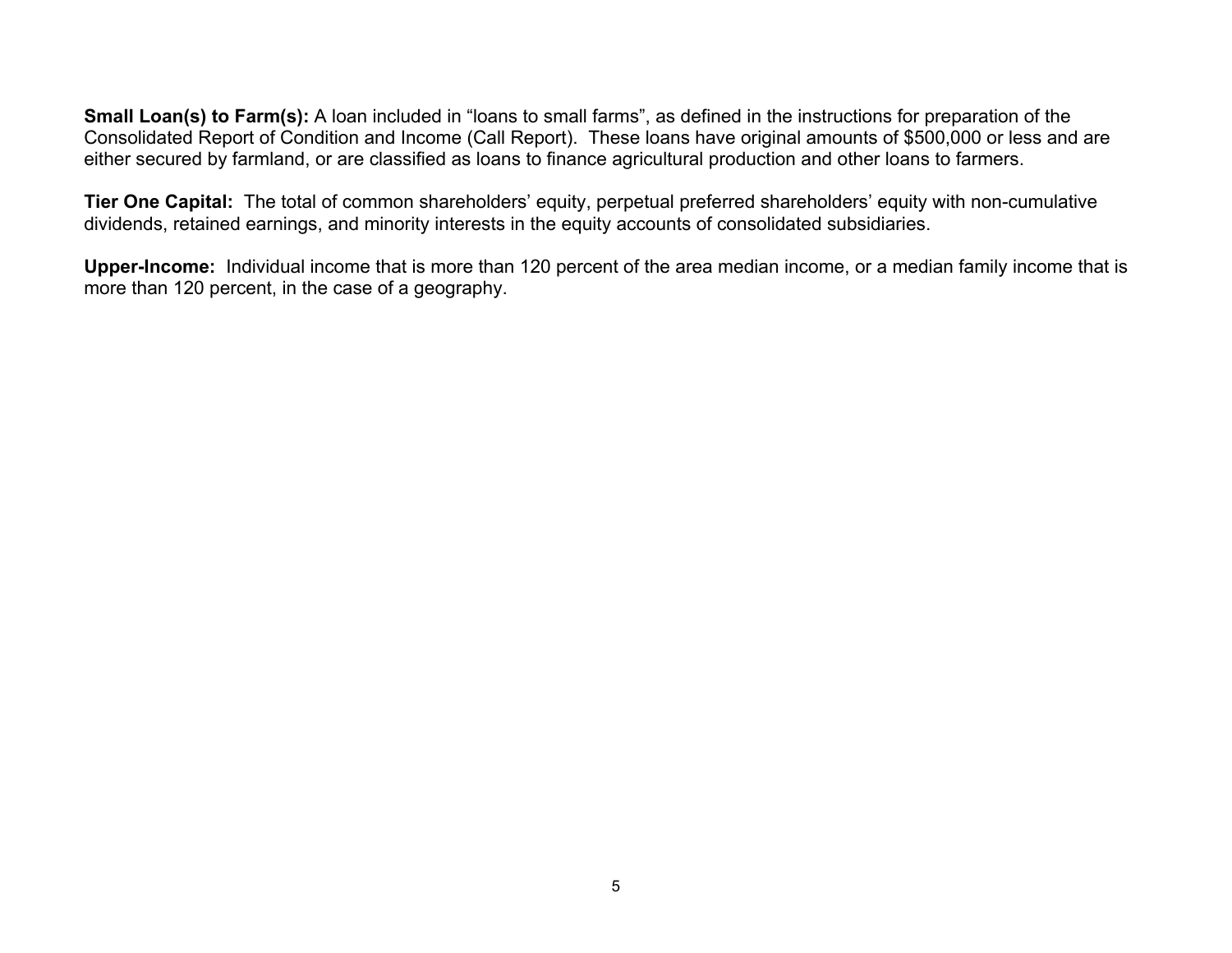**Small Loan(s) to Farm(s):** A loan included in "loans to small farms", as defined in the instructions for preparation of the Consolidated Report of Condition and Income (Call Report). These loans have original amounts of $500,000 or less and are either secured by farmland, or are classified as loans to finance agricultural production and other loans to farmers.

**Tier One Capital:** The total of common shareholders' equity, perpetual preferred shareholders' equity with non-cumulative dividends, retained earnings, and minority interests in the equity accounts of consolidated subsidiaries.

**Upper-Income:** Individual income that is more than 120 percent of the area median income, or a median family income that is more than 120 percent, in the case of a geography.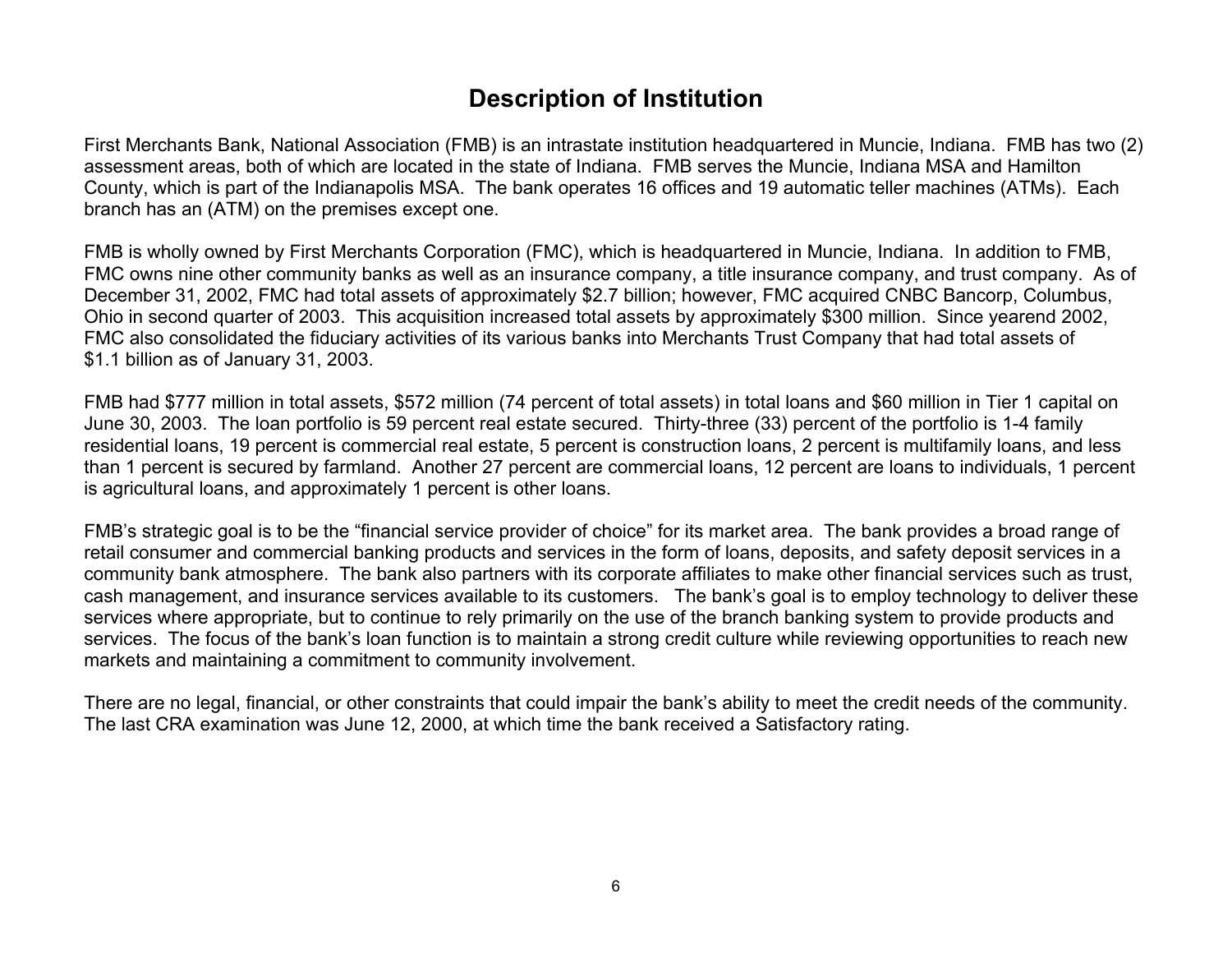# Description of Institution

First Merchants Bank, National Association (FMB) is an intrastate institution headquartered in Muncie, Indiana. FMB has two (2) assessment areas, both of which are located in the state of Indiana. FMB serves the Muncie, Indiana MSA and Hamilton County, which is part of the Indianapolis MSA. The bank operates 16 offices and 19 automatic teller machines (ATMs). Each branch has an (ATM) on the premises except one.

FMB is wholly owned by First Merchants Corporation (FMC), which is headquartered in Muncie, Indiana. In addition to FMB, FMC owns nine other community banks as well as an insurance company, a title insurance company, and trust company. As of December 31, 2002, FMC had total assets of approximately $2.7 billion; however, FMC acquired CNBC Bancorp, Columbus, Ohio in second quarter of 2003. This acquisition increased total assets by approximately $300 million. Since yearend 2002, FMC also consolidated the fiduciary activities of its various banks into Merchants Trust Company that had total assets of $1.1 billion as of January 31, 2003.

FMB had $777 million in total assets, $572 million (74 percent of total assets) in total loans and $60 million in Tier 1 capital on June 30, 2003. The loan portfolio is 59 percent real estate secured. Thirty-three (33) percent of the portfolio is 1-4 family residential loans, 19 percent is commercial real estate, 5 percent is construction loans, 2 percent is multifamily loans, and less than 1 percent is secured by farmland. Another 27 percent are commercial loans, 12 percent are loans to individuals, 1 percent is agricultural loans, and approximately 1 percent is other loans.

FMB's strategic goal is to be the "financial service provider of choice" for its market area. The bank provides a broad range of retail consumer and commercial banking products and services in the form of loans, deposits, and safety deposit services in a community bank atmosphere. The bank also partners with its corporate affiliates to make other financial services such as trust, cash management, and insurance services available to its customers. The bank's goal is to employ technology to deliver these services where appropriate, but to continue to rely primarily on the use of the branch banking system to provide products and services. The focus of the bank's loan function is to maintain a strong credit culture while reviewing opportunities to reach new markets and maintaining a commitment to community involvement.

There are no legal, financial, or other constraints that could impair the bank's ability to meet the credit needs of the community. The last CRA examination was June 12, 2000, at which time the bank received a Satisfactory rating.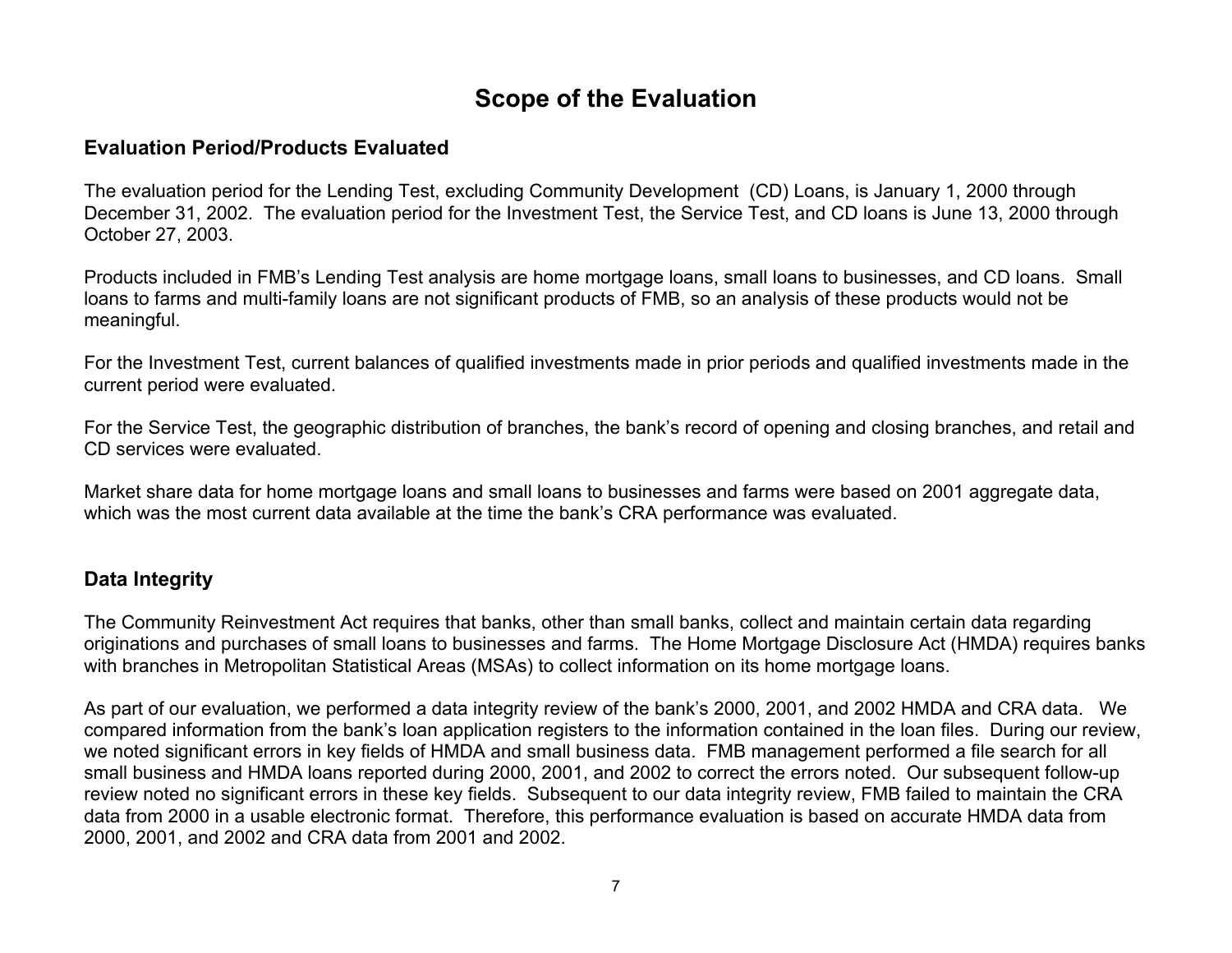# Scope of the Evaluation

## Evaluation Period/Products Evaluated

The evaluation period for the Lending Test, excluding Community Development (CD) Loans, is January 1, 2000 through December 31, 2002. The evaluation period for the Investment Test, the Service Test, and CD loans is June 13, 2000 through October 27, 2003.

Products included in FMB's Lending Test analysis are home mortgage loans, small loans to businesses, and CD loans. Small loans to farms and multi-family loans are not significant products of FMB, so an analysis of these products would not be meaningful.

For the Investment Test, current balances of qualified investments made in prior periods and qualified investments made in the current period were evaluated.

For the Service Test, the geographic distribution of branches, the bank's record of opening and closing branches, and retail and CD services were evaluated.

Market share data for home mortgage loans and small loans to businesses and farms were based on 2001 aggregate data, which was the most current data available at the time the bank's CRA performance was evaluated.

## Data Integrity

The Community Reinvestment Act requires that banks, other than small banks, collect and maintain certain data regarding originations and purchases of small loans to businesses and farms. The Home Mortgage Disclosure Act (HMDA) requires banks with branches in Metropolitan Statistical Areas (MSAs) to collect information on its home mortgage loans.

As part of our evaluation, we performed a data integrity review of the bank's 2000, 2001, and 2002 HMDA and CRA data. We compared information from the bank's loan application registers to the information contained in the loan files. During our review, we noted significant errors in key fields of HMDA and small business data. FMB management performed a file search for all small business and HMDA loans reported during 2000, 2001, and 2002 to correct the errors noted. Our subsequent follow-up review noted no significant errors in these key fields. Subsequent to our data integrity review, FMB failed to maintain the CRA data from 2000 in a usable electronic format. Therefore, this performance evaluation is based on accurate HMDA data from 2000, 2001, and 2002 and CRA data from 2001 and 2002.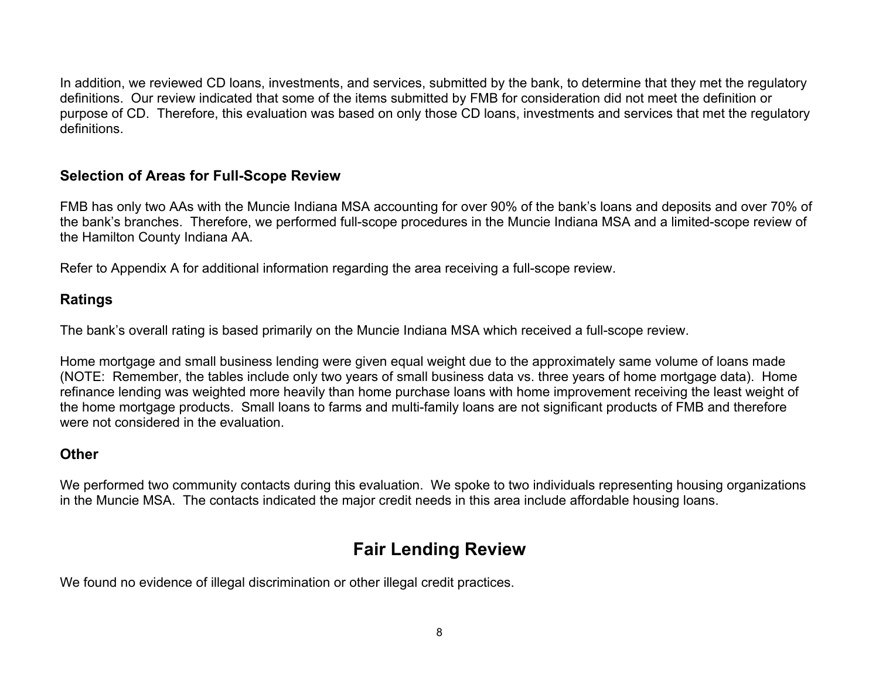In addition, we reviewed CD loans, investments, and services, submitted by the bank, to determine that they met the regulatory definitions. Our review indicated that some of the items submitted by FMB for consideration did not meet the definition or purpose of CD. Therefore, this evaluation was based on only those CD loans, investments and services that met the regulatory definitions.

### Selection of Areas for Full-Scope Review

FMB has only two AAs with the Muncie Indiana MSA accounting for over 90% of the bank's loans and deposits and over 70% of the bank's branches. Therefore, we performed full-scope procedures in the Muncie Indiana MSA and a limited-scope review of the Hamilton County Indiana AA.

Refer to Appendix A for additional information regarding the area receiving a full-scope review.

### Ratings

The bank's overall rating is based primarily on the Muncie Indiana MSA which received a full-scope review.

Home mortgage and small business lending were given equal weight due to the approximately same volume of loans made (NOTE: Remember, the tables include only two years of small business data vs. three years of home mortgage data). Home refinance lending was weighted more heavily than home purchase loans with home improvement receiving the least weight of the home mortgage products. Small loans to farms and multi-family loans are not significant products of FMB and therefore were not considered in the evaluation.

### Other

We performed two community contacts during this evaluation. We spoke to two individuals representing housing organizations in the Muncie MSA. The contacts indicated the major credit needs in this area include affordable housing loans.

## Fair Lending Review

We found no evidence of illegal discrimination or other illegal credit practices.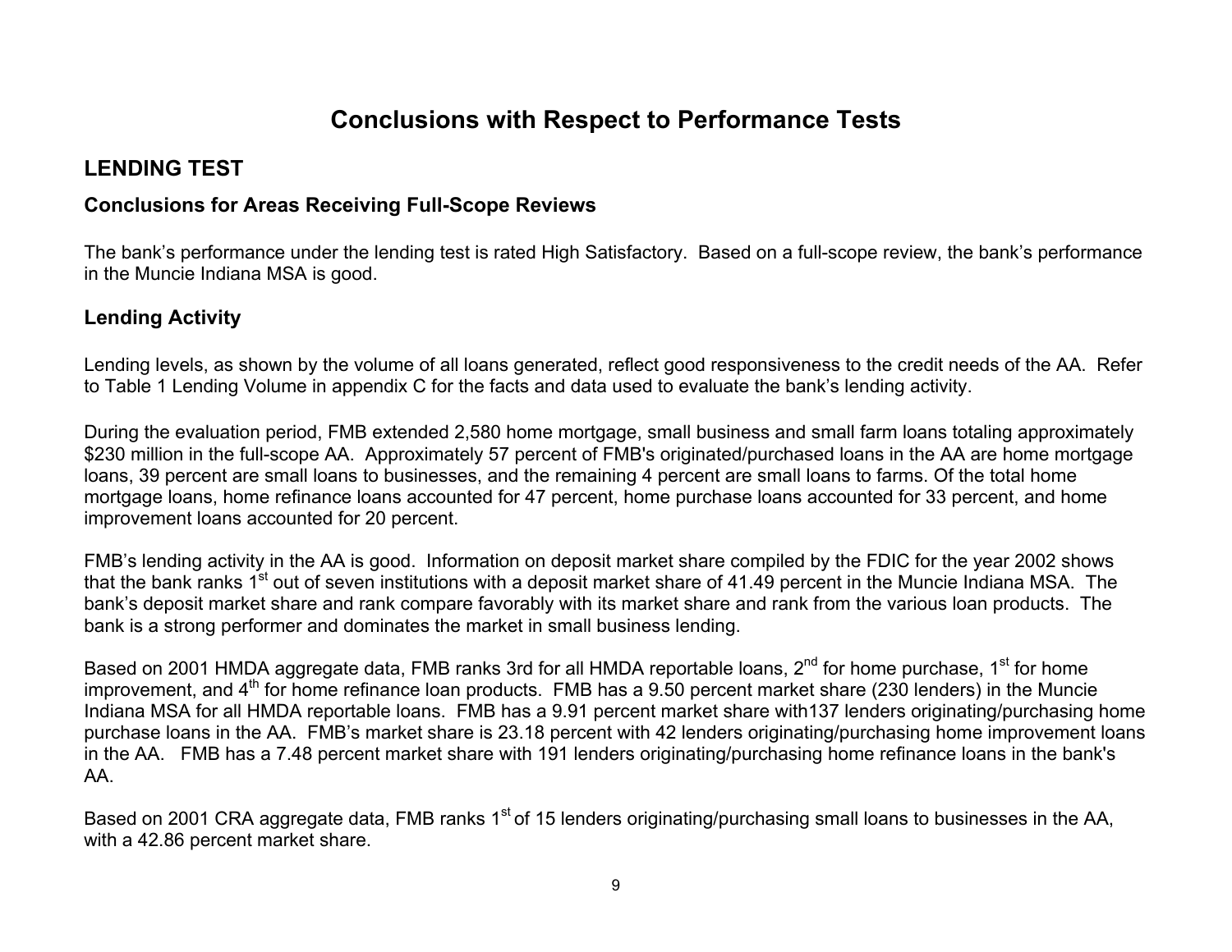# Conclusions with Respect to Performance Tests

## LENDING TEST

### Conclusions for Areas Receiving Full-Scope Reviews

The bank's performance under the lending test is rated High Satisfactory. Based on a full-scope review, the bank's performance in the Muncie Indiana MSA is good.

### Lending Activity

Lending levels, as shown by the volume of all loans generated, reflect good responsiveness to the credit needs of the AA. Refer to Table 1 Lending Volume in appendix C for the facts and data used to evaluate the bank's lending activity.

During the evaluation period, FMB extended 2,580 home mortgage, small business and small farm loans totaling approximately $230 million in the full-scope AA. Approximately 57 percent of FMB's originated/purchased loans in the AA are home mortgage loans, 39 percent are small loans to businesses, and the remaining 4 percent are small loans to farms. Of the total home mortgage loans, home refinance loans accounted for 47 percent, home purchase loans accounted for 33 percent, and home improvement loans accounted for 20 percent.

FMB's lending activity in the AA is good. Information on deposit market share compiled by the FDIC for the year 2002 shows that the bank ranks 1st out of seven institutions with a deposit market share of 41.49 percent in the Muncie Indiana MSA. The bank's deposit market share and rank compare favorably with its market share and rank from the various loan products. The bank is a strong performer and dominates the market in small business lending.

Based on 2001 HMDA aggregate data, FMB ranks 3rd for all HMDA reportable loans, 2nd for home purchase, 1st for home improvement, and 4th for home refinance loan products. FMB has a 9.50 percent market share (230 lenders) in the Muncie Indiana MSA for all HMDA reportable loans. FMB has a 9.91 percent market share with137 lenders originating/purchasing home purchase loans in the AA. FMB's market share is 23.18 percent with 42 lenders originating/purchasing home improvement loans in the AA. FMB has a 7.48 percent market share with 191 lenders originating/purchasing home refinance loans in the bank's AA.

Based on 2001 CRA aggregate data, FMB ranks 1st of 15 lenders originating/purchasing small loans to businesses in the AA, with a 42.86 percent market share.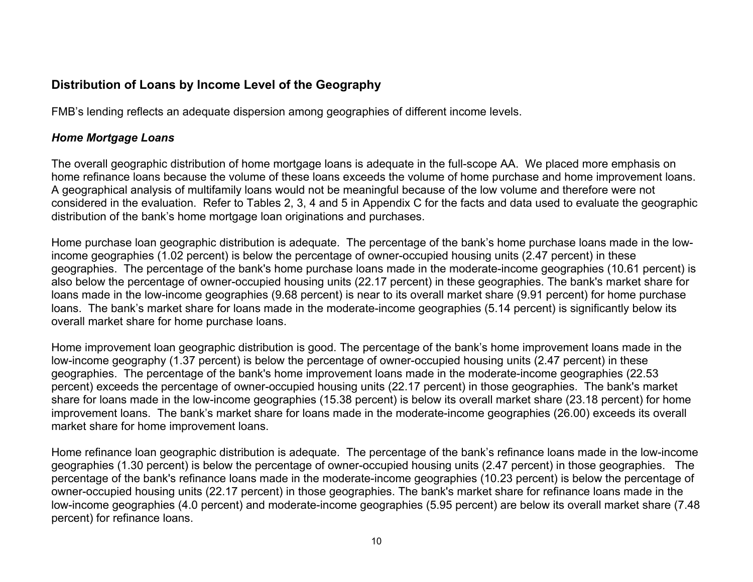## Distribution of Loans by Income Level of the Geography

FMB's lending reflects an adequate dispersion among geographies of different income levels.

### *Home Mortgage Loans*

The overall geographic distribution of home mortgage loans is adequate in the full-scope AA. We placed more emphasis on home refinance loans because the volume of these loans exceeds the volume of home purchase and home improvement loans. A geographical analysis of multifamily loans would not be meaningful because of the low volume and therefore were not considered in the evaluation. Refer to Tables 2, 3, 4 and 5 in Appendix C for the facts and data used to evaluate the geographic distribution of the bank's home mortgage loan originations and purchases.

Home purchase loan geographic distribution is adequate. The percentage of the bank's home purchase loans made in the low-income geographies (1.02 percent) is below the percentage of owner-occupied housing units (2.47 percent) in these geographies. The percentage of the bank's home purchase loans made in the moderate-income geographies (10.61 percent) is also below the percentage of owner-occupied housing units (22.17 percent) in these geographies. The bank's market share for loans made in the low-income geographies (9.68 percent) is near to its overall market share (9.91 percent) for home purchase loans. The bank's market share for loans made in the moderate-income geographies (5.14 percent) is significantly below its overall market share for home purchase loans.

Home improvement loan geographic distribution is good. The percentage of the bank's home improvement loans made in the low-income geography (1.37 percent) is below the percentage of owner-occupied housing units (2.47 percent) in these geographies. The percentage of the bank's home improvement loans made in the moderate-income geographies (22.53 percent) exceeds the percentage of owner-occupied housing units (22.17 percent) in those geographies. The bank's market share for loans made in the low-income geographies (15.38 percent) is below its overall market share (23.18 percent) for home improvement loans. The bank's market share for loans made in the moderate-income geographies (26.00) exceeds its overall market share for home improvement loans.

Home refinance loan geographic distribution is adequate. The percentage of the bank's refinance loans made in the low-income geographies (1.30 percent) is below the percentage of owner-occupied housing units (2.47 percent) in those geographies. The percentage of the bank's refinance loans made in the moderate-income geographies (10.23 percent) is below the percentage of owner-occupied housing units (22.17 percent) in those geographies. The bank's market share for refinance loans made in the low-income geographies (4.0 percent) and moderate-income geographies (5.95 percent) are below its overall market share (7.48 percent) for refinance loans.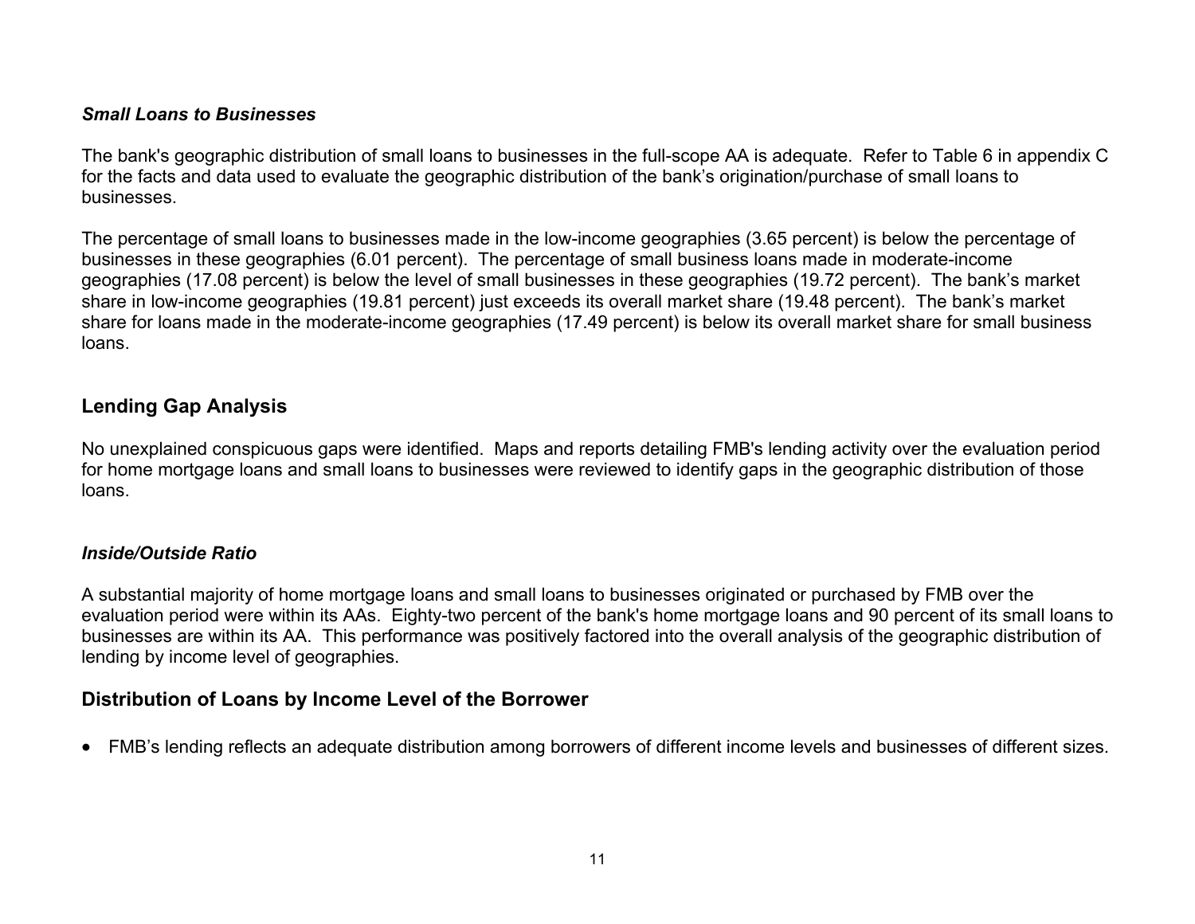### *Small Loans to Businesses*

The bank's geographic distribution of small loans to businesses in the full-scope AA is adequate. Refer to Table 6 in appendix C for the facts and data used to evaluate the geographic distribution of the bank's origination/purchase of small loans to businesses.

The percentage of small loans to businesses made in the low-income geographies (3.65 percent) is below the percentage of businesses in these geographies (6.01 percent). The percentage of small business loans made in moderate-income geographies (17.08 percent) is below the level of small businesses in these geographies (19.72 percent). The bank's market share in low-income geographies (19.81 percent) just exceeds its overall market share (19.48 percent). The bank's market share for loans made in the moderate-income geographies (17.49 percent) is below its overall market share for small business loans.

## Lending Gap Analysis

No unexplained conspicuous gaps were identified. Maps and reports detailing FMB's lending activity over the evaluation period for home mortgage loans and small loans to businesses were reviewed to identify gaps in the geographic distribution of those loans.

### *Inside/Outside Ratio*

A substantial majority of home mortgage loans and small loans to businesses originated or purchased by FMB over the evaluation period were within its AAs. Eighty-two percent of the bank's home mortgage loans and 90 percent of its small loans to businesses are within its AA. This performance was positively factored into the overall analysis of the geographic distribution of lending by income level of geographies.

## Distribution of Loans by Income Level of the Borrower

- FMB's lending reflects an adequate distribution among borrowers of different income levels and businesses of different sizes.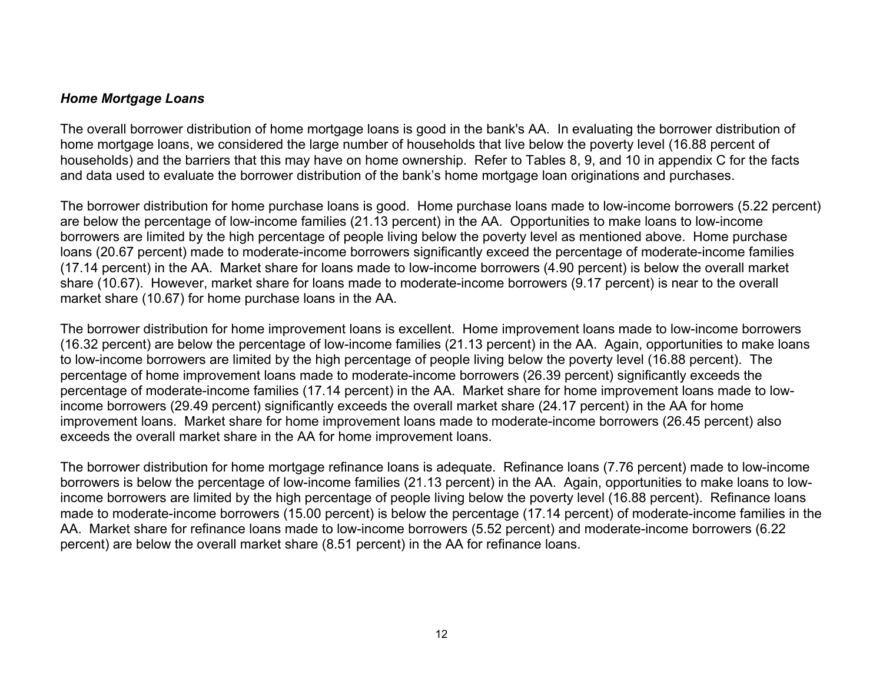***Home Mortgage Loans***

The overall borrower distribution of home mortgage loans is good in the bank's AA. In evaluating the borrower distribution of home mortgage loans, we considered the large number of households that live below the poverty level (16.88 percent of households) and the barriers that this may have on home ownership. Refer to Tables 8, 9, and 10 in appendix C for the facts and data used to evaluate the borrower distribution of the bank's home mortgage loan originations and purchases.

The borrower distribution for home purchase loans is good. Home purchase loans made to low-income borrowers (5.22 percent) are below the percentage of low-income families (21.13 percent) in the AA. Opportunities to make loans to low-income borrowers are limited by the high percentage of people living below the poverty level as mentioned above. Home purchase loans (20.67 percent) made to moderate-income borrowers significantly exceed the percentage of moderate-income families (17.14 percent) in the AA. Market share for loans made to low-income borrowers (4.90 percent) is below the overall market share (10.67). However, market share for loans made to moderate-income borrowers (9.17 percent) is near to the overall market share (10.67) for home purchase loans in the AA.

The borrower distribution for home improvement loans is excellent. Home improvement loans made to low-income borrowers (16.32 percent) are below the percentage of low-income families (21.13 percent) in the AA. Again, opportunities to make loans to low-income borrowers are limited by the high percentage of people living below the poverty level (16.88 percent). The percentage of home improvement loans made to moderate-income borrowers (26.39 percent) significantly exceeds the percentage of moderate-income families (17.14 percent) in the AA. Market share for home improvement loans made to low-income borrowers (29.49 percent) significantly exceeds the overall market share (24.17 percent) in the AA for home improvement loans. Market share for home improvement loans made to moderate-income borrowers (26.45 percent) also exceeds the overall market share in the AA for home improvement loans.

The borrower distribution for home mortgage refinance loans is adequate. Refinance loans (7.76 percent) made to low-income borrowers is below the percentage of low-income families (21.13 percent) in the AA. Again, opportunities to make loans to low-income borrowers are limited by the high percentage of people living below the poverty level (16.88 percent). Refinance loans made to moderate-income borrowers (15.00 percent) is below the percentage (17.14 percent) of moderate-income families in the AA. Market share for refinance loans made to low-income borrowers (5.52 percent) and moderate-income borrowers (6.22 percent) are below the overall market share (8.51 percent) in the AA for refinance loans.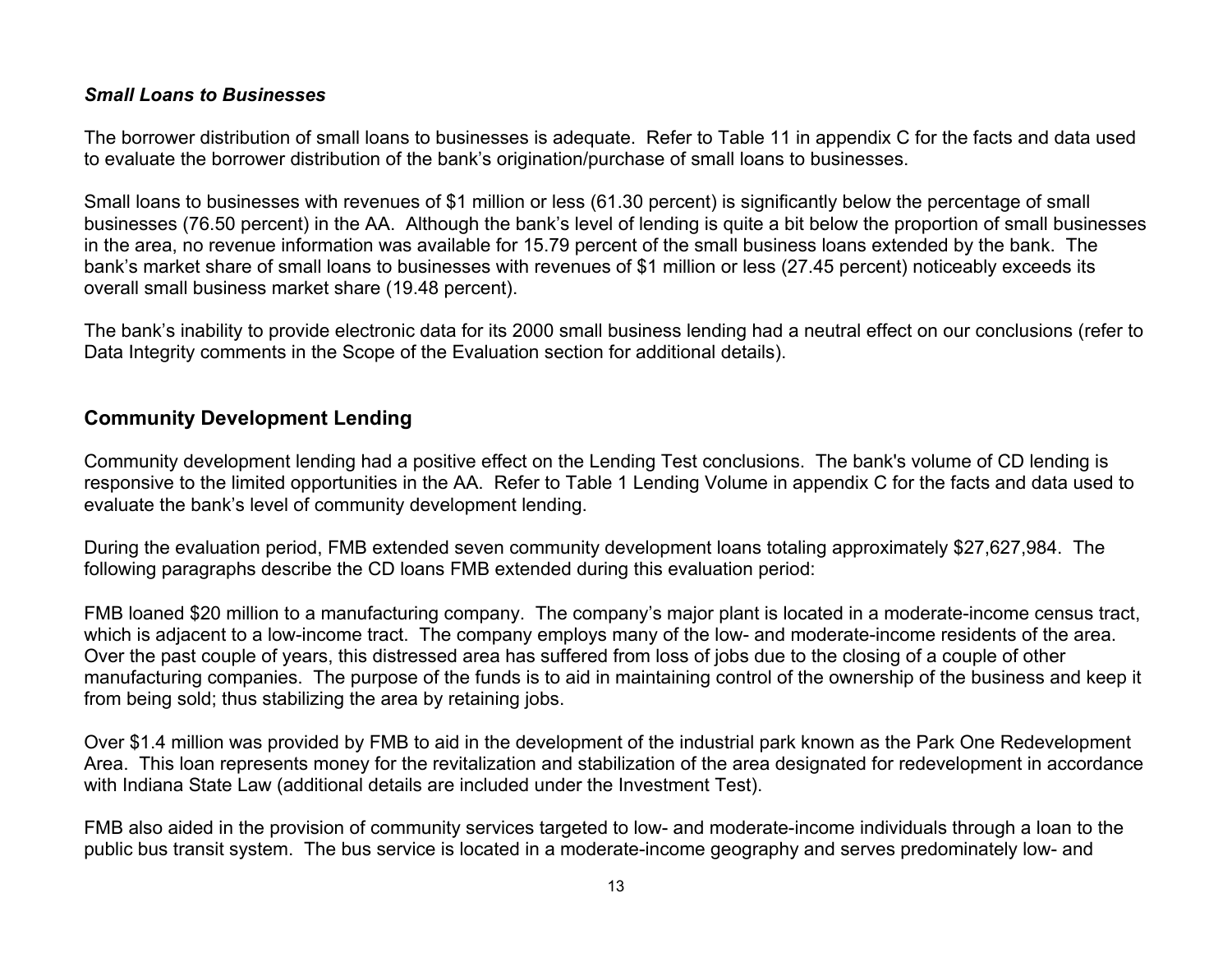***Small Loans to Businesses***

The borrower distribution of small loans to businesses is adequate. Refer to Table 11 in appendix C for the facts and data used to evaluate the borrower distribution of the bank's origination/purchase of small loans to businesses.

Small loans to businesses with revenues of $1 million or less (61.30 percent) is significantly below the percentage of small businesses (76.50 percent) in the AA. Although the bank's level of lending is quite a bit below the proportion of small businesses in the area, no revenue information was available for 15.79 percent of the small business loans extended by the bank. The bank's market share of small loans to businesses with revenues of $1 million or less (27.45 percent) noticeably exceeds its overall small business market share (19.48 percent).

The bank's inability to provide electronic data for its 2000 small business lending had a neutral effect on our conclusions (refer to Data Integrity comments in the Scope of the Evaluation section for additional details).

## Community Development Lending

Community development lending had a positive effect on the Lending Test conclusions. The bank's volume of CD lending is responsive to the limited opportunities in the AA. Refer to Table 1 Lending Volume in appendix C for the facts and data used to evaluate the bank's level of community development lending.

During the evaluation period, FMB extended seven community development loans totaling approximately $27,627,984. The following paragraphs describe the CD loans FMB extended during this evaluation period:

FMB loaned $20 million to a manufacturing company. The company's major plant is located in a moderate-income census tract, which is adjacent to a low-income tract. The company employs many of the low- and moderate-income residents of the area. Over the past couple of years, this distressed area has suffered from loss of jobs due to the closing of a couple of other manufacturing companies. The purpose of the funds is to aid in maintaining control of the ownership of the business and keep it from being sold; thus stabilizing the area by retaining jobs.

Over $1.4 million was provided by FMB to aid in the development of the industrial park known as the Park One Redevelopment Area. This loan represents money for the revitalization and stabilization of the area designated for redevelopment in accordance with Indiana State Law (additional details are included under the Investment Test).

FMB also aided in the provision of community services targeted to low- and moderate-income individuals through a loan to the public bus transit system. The bus service is located in a moderate-income geography and serves predominately low- and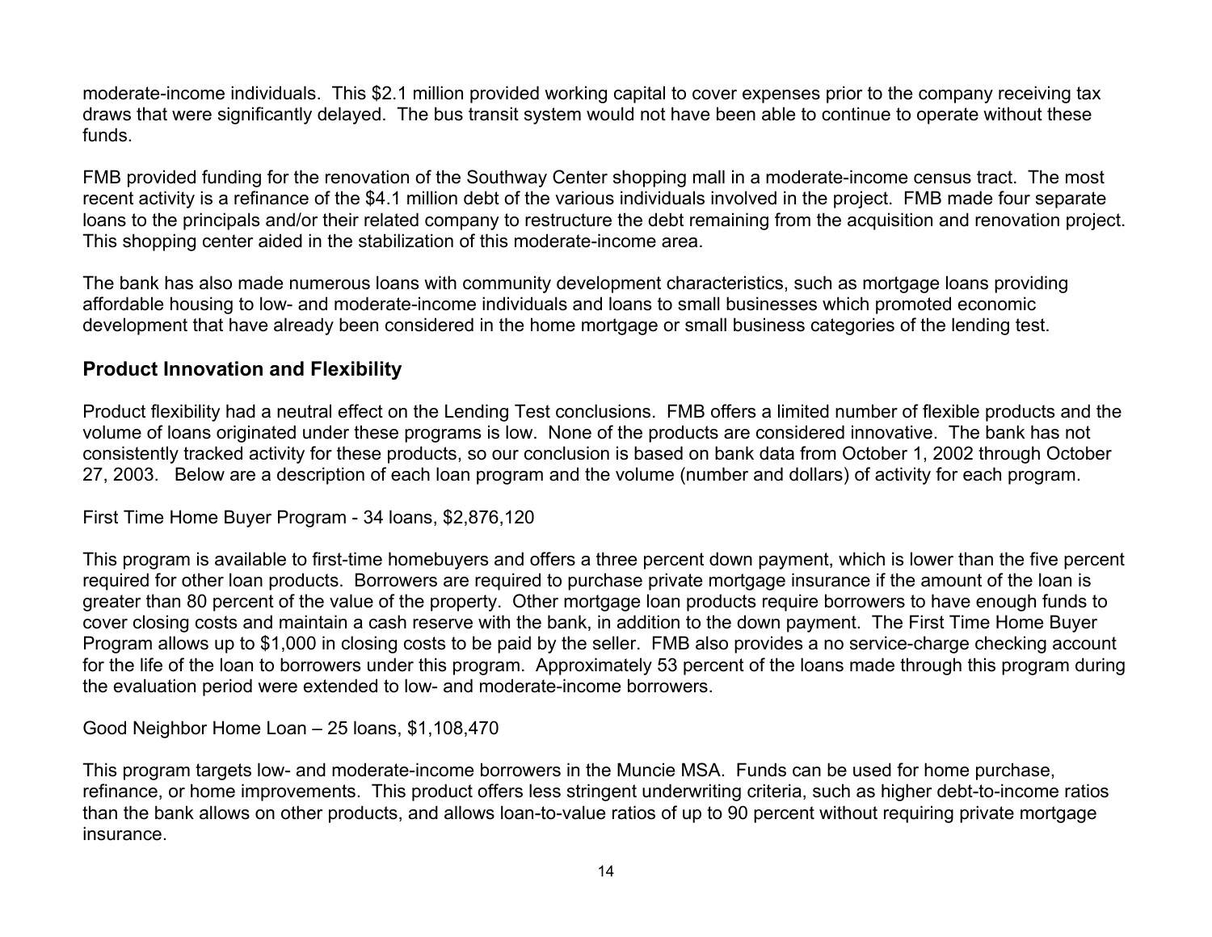moderate-income individuals. This $2.1 million provided working capital to cover expenses prior to the company receiving tax draws that were significantly delayed. The bus transit system would not have been able to continue to operate without these funds.

FMB provided funding for the renovation of the Southway Center shopping mall in a moderate-income census tract. The most recent activity is a refinance of the $4.1 million debt of the various individuals involved in the project. FMB made four separate loans to the principals and/or their related company to restructure the debt remaining from the acquisition and renovation project. This shopping center aided in the stabilization of this moderate-income area.

The bank has also made numerous loans with community development characteristics, such as mortgage loans providing affordable housing to low- and moderate-income individuals and loans to small businesses which promoted economic development that have already been considered in the home mortgage or small business categories of the lending test.

### Product Innovation and Flexibility

Product flexibility had a neutral effect on the Lending Test conclusions. FMB offers a limited number of flexible products and the volume of loans originated under these programs is low. None of the products are considered innovative. The bank has not consistently tracked activity for these products, so our conclusion is based on bank data from October 1, 2002 through October 27, 2003. Below are a description of each loan program and the volume (number and dollars) of activity for each program.

First Time Home Buyer Program - 34 loans, $2,876,120

This program is available to first-time homebuyers and offers a three percent down payment, which is lower than the five percent required for other loan products. Borrowers are required to purchase private mortgage insurance if the amount of the loan is greater than 80 percent of the value of the property. Other mortgage loan products require borrowers to have enough funds to cover closing costs and maintain a cash reserve with the bank, in addition to the down payment. The First Time Home Buyer Program allows up to $1,000 in closing costs to be paid by the seller. FMB also provides a no service-charge checking account for the life of the loan to borrowers under this program. Approximately 53 percent of the loans made through this program during the evaluation period were extended to low- and moderate-income borrowers.

Good Neighbor Home Loan – 25 loans, $1,108,470

This program targets low- and moderate-income borrowers in the Muncie MSA. Funds can be used for home purchase, refinance, or home improvements. This product offers less stringent underwriting criteria, such as higher debt-to-income ratios than the bank allows on other products, and allows loan-to-value ratios of up to 90 percent without requiring private mortgage insurance.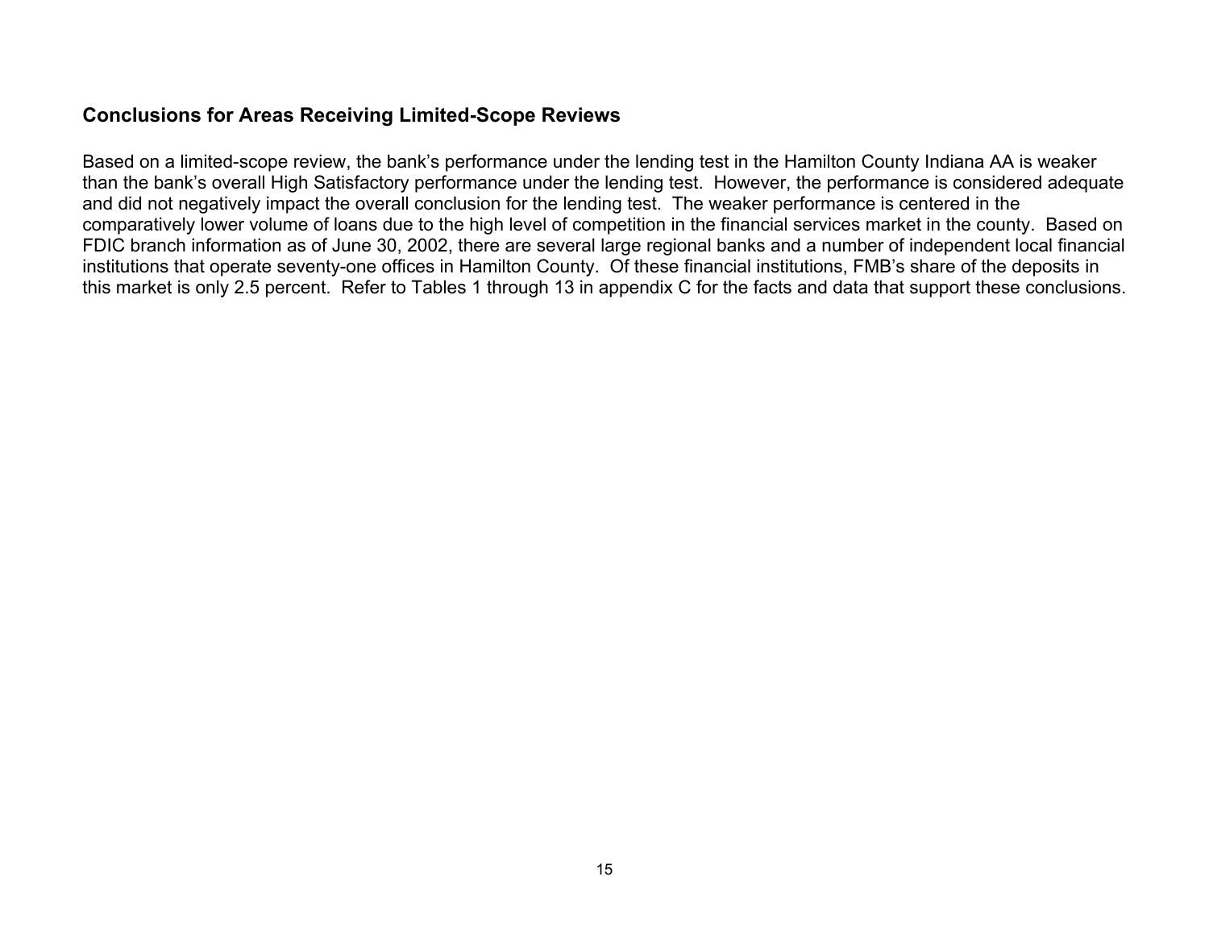### Conclusions for Areas Receiving Limited-Scope Reviews

Based on a limited-scope review, the bank's performance under the lending test in the Hamilton County Indiana AA is weaker than the bank's overall High Satisfactory performance under the lending test. However, the performance is considered adequate and did not negatively impact the overall conclusion for the lending test. The weaker performance is centered in the comparatively lower volume of loans due to the high level of competition in the financial services market in the county. Based on FDIC branch information as of June 30, 2002, there are several large regional banks and a number of independent local financial institutions that operate seventy-one offices in Hamilton County. Of these financial institutions, FMB's share of the deposits in this market is only 2.5 percent. Refer to Tables 1 through 13 in appendix C for the facts and data that support these conclusions.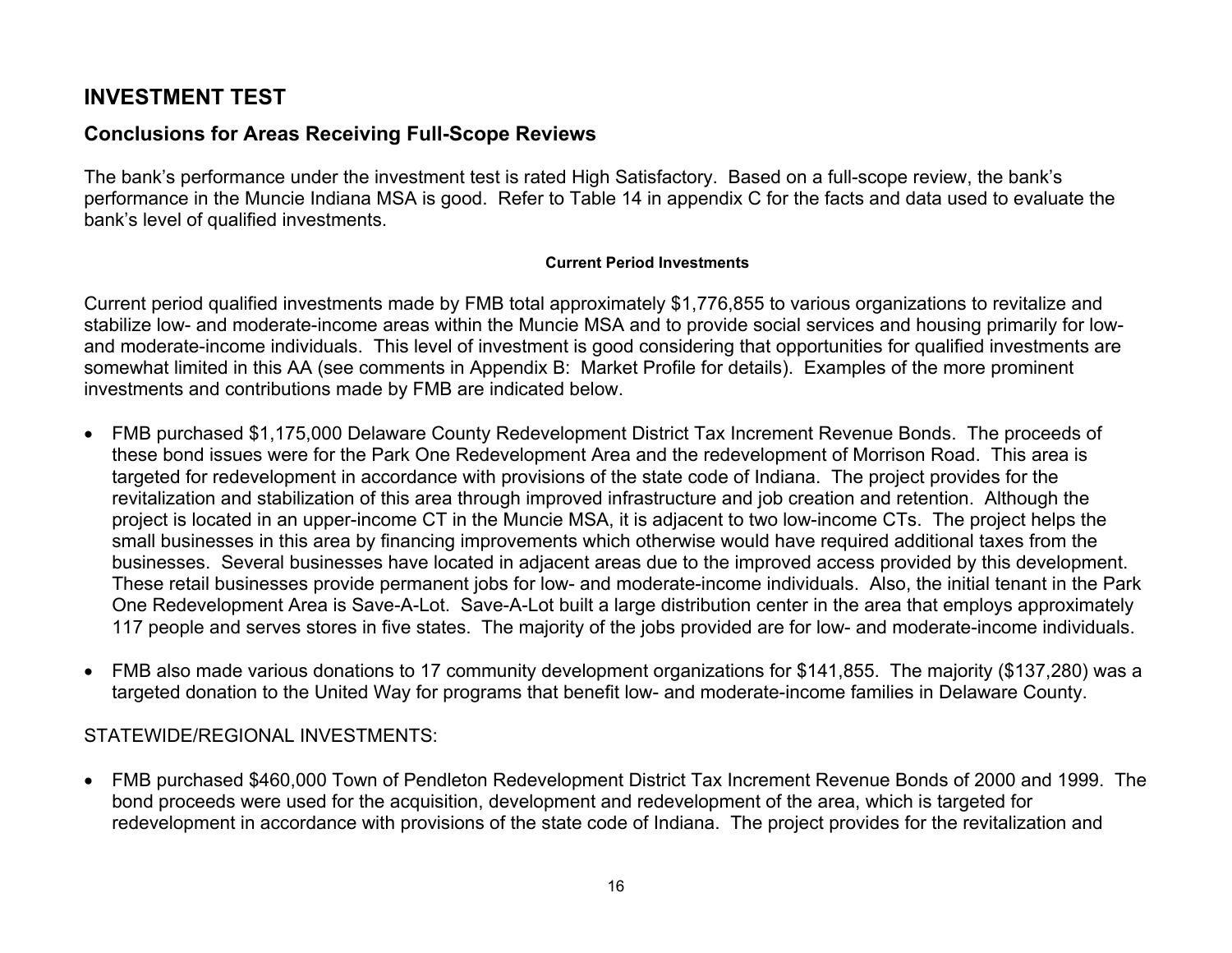## INVESTMENT TEST

### Conclusions for Areas Receiving Full-Scope Reviews

The bank's performance under the investment test is rated High Satisfactory. Based on a full-scope review, the bank's performance in the Muncie Indiana MSA is good. Refer to Table 14 in appendix C for the facts and data used to evaluate the bank's level of qualified investments.

#### Current Period Investments

Current period qualified investments made by FMB total approximately $1,776,855 to various organizations to revitalize and stabilize low- and moderate-income areas within the Muncie MSA and to provide social services and housing primarily for low- and moderate-income individuals. This level of investment is good considering that opportunities for qualified investments are somewhat limited in this AA (see comments in Appendix B: Market Profile for details). Examples of the more prominent investments and contributions made by FMB are indicated below.

- FMB purchased $1,175,000 Delaware County Redevelopment District Tax Increment Revenue Bonds. The proceeds of these bond issues were for the Park One Redevelopment Area and the redevelopment of Morrison Road. This area is targeted for redevelopment in accordance with provisions of the state code of Indiana. The project provides for the revitalization and stabilization of this area through improved infrastructure and job creation and retention. Although the project is located in an upper-income CT in the Muncie MSA, it is adjacent to two low-income CTs. The project helps the small businesses in this area by financing improvements which otherwise would have required additional taxes from the businesses. Several businesses have located in adjacent areas due to the improved access provided by this development. These retail businesses provide permanent jobs for low- and moderate-income individuals. Also, the initial tenant in the Park One Redevelopment Area is Save-A-Lot. Save-A-Lot built a large distribution center in the area that employs approximately 117 people and serves stores in five states. The majority of the jobs provided are for low- and moderate-income individuals.

- FMB also made various donations to 17 community development organizations for $141,855. The majority ($137,280) was a targeted donation to the United Way for programs that benefit low- and moderate-income families in Delaware County.

STATEWIDE/REGIONAL INVESTMENTS:

- FMB purchased $460,000 Town of Pendleton Redevelopment District Tax Increment Revenue Bonds of 2000 and 1999. The bond proceeds were used for the acquisition, development and redevelopment of the area, which is targeted for redevelopment in accordance with provisions of the state code of Indiana. The project provides for the revitalization and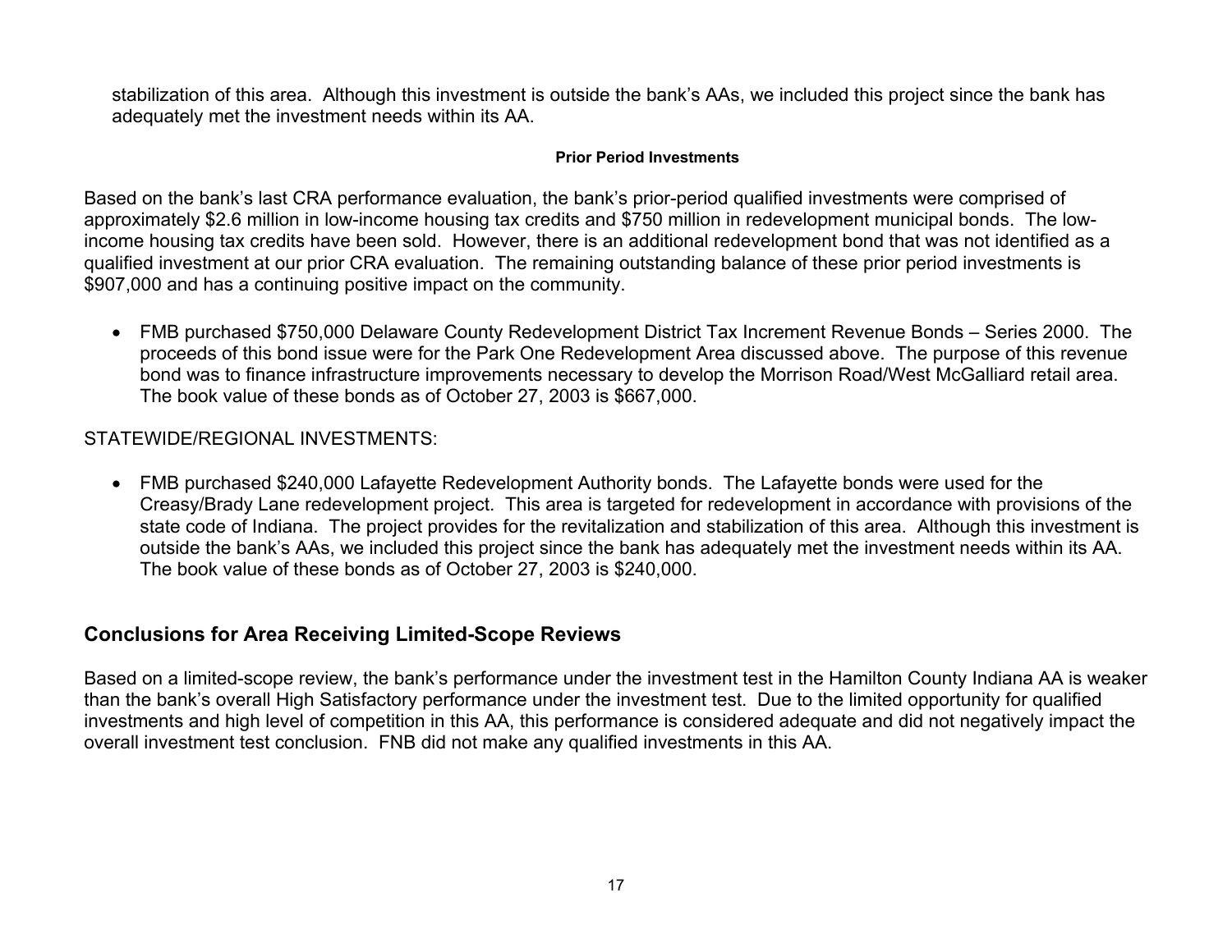stabilization of this area. Although this investment is outside the bank's AAs, we included this project since the bank has adequately met the investment needs within its AA.

**Prior Period Investments**

Based on the bank's last CRA performance evaluation, the bank's prior-period qualified investments were comprised of approximately $2.6 million in low-income housing tax credits and $750 million in redevelopment municipal bonds. The low-income housing tax credits have been sold. However, there is an additional redevelopment bond that was not identified as a qualified investment at our prior CRA evaluation. The remaining outstanding balance of these prior period investments is $907,000 and has a continuing positive impact on the community.

- FMB purchased $750,000 Delaware County Redevelopment District Tax Increment Revenue Bonds – Series 2000. The proceeds of this bond issue were for the Park One Redevelopment Area discussed above. The purpose of this revenue bond was to finance infrastructure improvements necessary to develop the Morrison Road/West McGalliard retail area. The book value of these bonds as of October 27, 2003 is $667,000.

STATEWIDE/REGIONAL INVESTMENTS:

- FMB purchased $240,000 Lafayette Redevelopment Authority bonds. The Lafayette bonds were used for the Creasy/Brady Lane redevelopment project. This area is targeted for redevelopment in accordance with provisions of the state code of Indiana. The project provides for the revitalization and stabilization of this area. Although this investment is outside the bank's AAs, we included this project since the bank has adequately met the investment needs within its AA. The book value of these bonds as of October 27, 2003 is $240,000.

## Conclusions for Area Receiving Limited-Scope Reviews

Based on a limited-scope review, the bank's performance under the investment test in the Hamilton County Indiana AA is weaker than the bank's overall High Satisfactory performance under the investment test. Due to the limited opportunity for qualified investments and high level of competition in this AA, this performance is considered adequate and did not negatively impact the overall investment test conclusion. FNB did not make any qualified investments in this AA.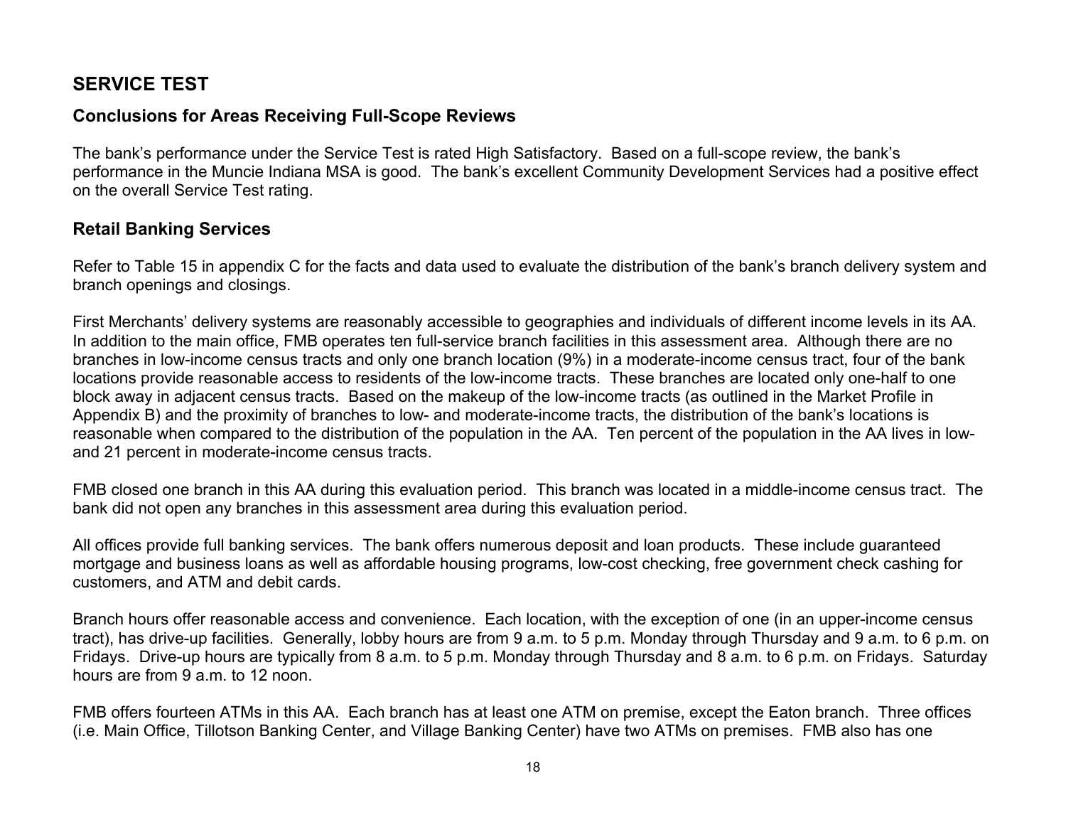## SERVICE TEST

### Conclusions for Areas Receiving Full-Scope Reviews

The bank's performance under the Service Test is rated High Satisfactory. Based on a full-scope review, the bank's performance in the Muncie Indiana MSA is good. The bank's excellent Community Development Services had a positive effect on the overall Service Test rating.

### Retail Banking Services

Refer to Table 15 in appendix C for the facts and data used to evaluate the distribution of the bank's branch delivery system and branch openings and closings.

First Merchants' delivery systems are reasonably accessible to geographies and individuals of different income levels in its AA. In addition to the main office, FMB operates ten full-service branch facilities in this assessment area. Although there are no branches in low-income census tracts and only one branch location (9%) in a moderate-income census tract, four of the bank locations provide reasonable access to residents of the low-income tracts. These branches are located only one-half to one block away in adjacent census tracts. Based on the makeup of the low-income tracts (as outlined in the Market Profile in Appendix B) and the proximity of branches to low- and moderate-income tracts, the distribution of the bank's locations is reasonable when compared to the distribution of the population in the AA. Ten percent of the population in the AA lives in low- and 21 percent in moderate-income census tracts.

FMB closed one branch in this AA during this evaluation period. This branch was located in a middle-income census tract. The bank did not open any branches in this assessment area during this evaluation period.

All offices provide full banking services. The bank offers numerous deposit and loan products. These include guaranteed mortgage and business loans as well as affordable housing programs, low-cost checking, free government check cashing for customers, and ATM and debit cards.

Branch hours offer reasonable access and convenience. Each location, with the exception of one (in an upper-income census tract), has drive-up facilities. Generally, lobby hours are from 9 a.m. to 5 p.m. Monday through Thursday and 9 a.m. to 6 p.m. on Fridays. Drive-up hours are typically from 8 a.m. to 5 p.m. Monday through Thursday and 8 a.m. to 6 p.m. on Fridays. Saturday hours are from 9 a.m. to 12 noon.

FMB offers fourteen ATMs in this AA. Each branch has at least one ATM on premise, except the Eaton branch. Three offices (i.e. Main Office, Tillotson Banking Center, and Village Banking Center) have two ATMs on premises. FMB also has one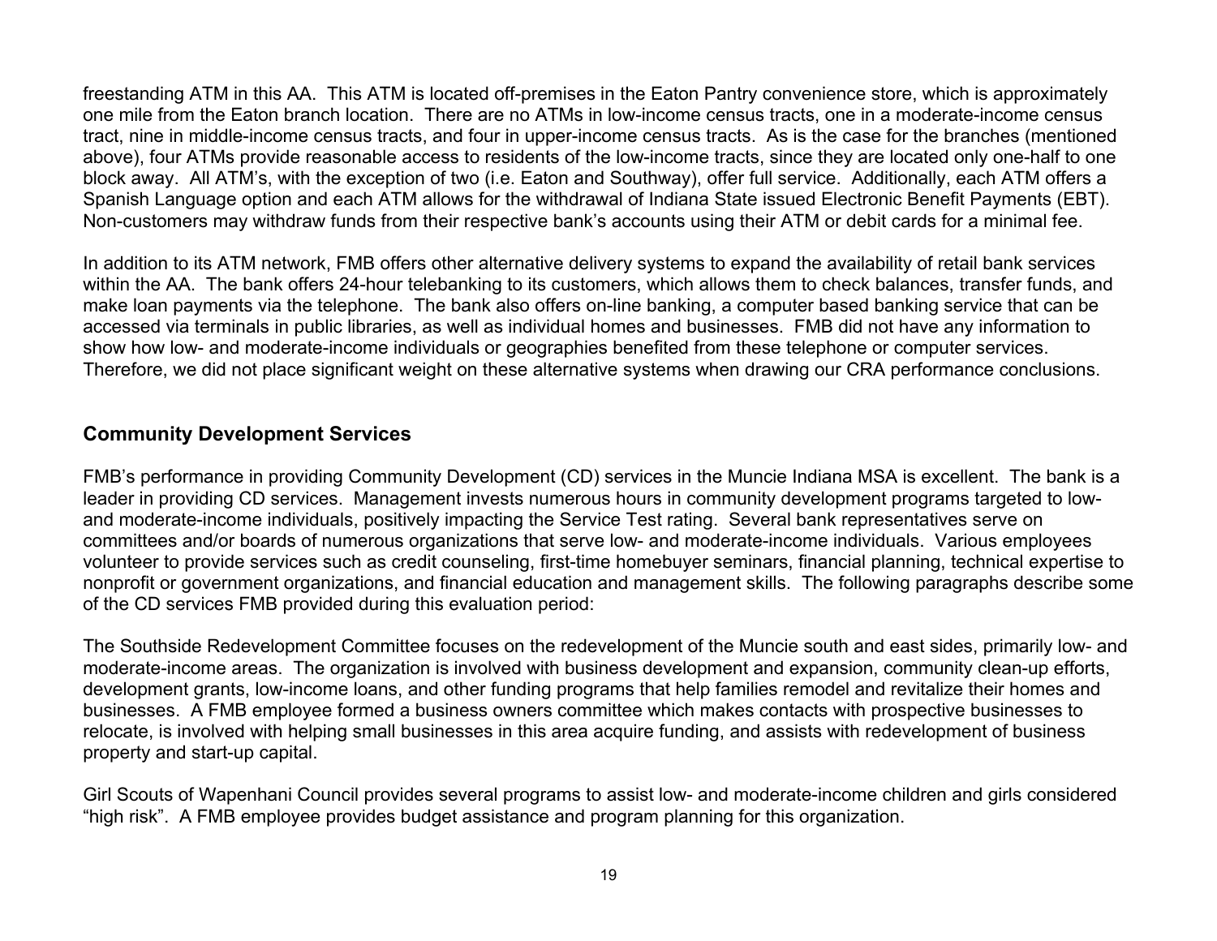freestanding ATM in this AA. This ATM is located off-premises in the Eaton Pantry convenience store, which is approximately one mile from the Eaton branch location. There are no ATMs in low-income census tracts, one in a moderate-income census tract, nine in middle-income census tracts, and four in upper-income census tracts. As is the case for the branches (mentioned above), four ATMs provide reasonable access to residents of the low-income tracts, since they are located only one-half to one block away. All ATM's, with the exception of two (i.e. Eaton and Southway), offer full service. Additionally, each ATM offers a Spanish Language option and each ATM allows for the withdrawal of Indiana State issued Electronic Benefit Payments (EBT). Non-customers may withdraw funds from their respective bank's accounts using their ATM or debit cards for a minimal fee.

In addition to its ATM network, FMB offers other alternative delivery systems to expand the availability of retail bank services within the AA. The bank offers 24-hour telebanking to its customers, which allows them to check balances, transfer funds, and make loan payments via the telephone. The bank also offers on-line banking, a computer based banking service that can be accessed via terminals in public libraries, as well as individual homes and businesses. FMB did not have any information to show how low- and moderate-income individuals or geographies benefited from these telephone or computer services. Therefore, we did not place significant weight on these alternative systems when drawing our CRA performance conclusions.

## Community Development Services

FMB's performance in providing Community Development (CD) services in the Muncie Indiana MSA is excellent. The bank is a leader in providing CD services. Management invests numerous hours in community development programs targeted to low- and moderate-income individuals, positively impacting the Service Test rating. Several bank representatives serve on committees and/or boards of numerous organizations that serve low- and moderate-income individuals. Various employees volunteer to provide services such as credit counseling, first-time homebuyer seminars, financial planning, technical expertise to nonprofit or government organizations, and financial education and management skills. The following paragraphs describe some of the CD services FMB provided during this evaluation period:

The Southside Redevelopment Committee focuses on the redevelopment of the Muncie south and east sides, primarily low- and moderate-income areas. The organization is involved with business development and expansion, community clean-up efforts, development grants, low-income loans, and other funding programs that help families remodel and revitalize their homes and businesses. A FMB employee formed a business owners committee which makes contacts with prospective businesses to relocate, is involved with helping small businesses in this area acquire funding, and assists with redevelopment of business property and start-up capital.

Girl Scouts of Wapenhani Council provides several programs to assist low- and moderate-income children and girls considered "high risk". A FMB employee provides budget assistance and program planning for this organization.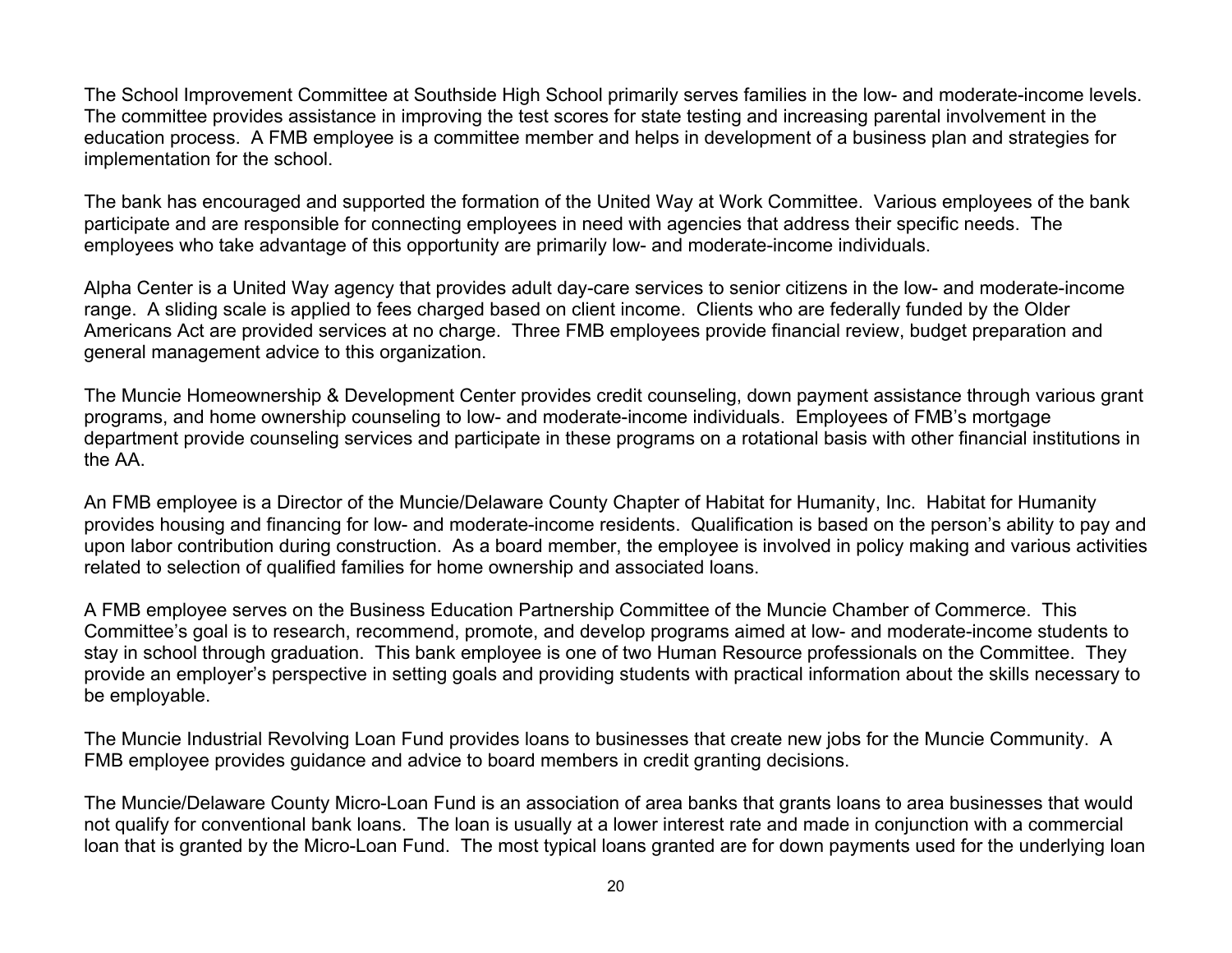The School Improvement Committee at Southside High School primarily serves families in the low- and moderate-income levels. The committee provides assistance in improving the test scores for state testing and increasing parental involvement in the education process. A FMB employee is a committee member and helps in development of a business plan and strategies for implementation for the school.

The bank has encouraged and supported the formation of the United Way at Work Committee. Various employees of the bank participate and are responsible for connecting employees in need with agencies that address their specific needs. The employees who take advantage of this opportunity are primarily low- and moderate-income individuals.

Alpha Center is a United Way agency that provides adult day-care services to senior citizens in the low- and moderate-income range. A sliding scale is applied to fees charged based on client income. Clients who are federally funded by the Older Americans Act are provided services at no charge. Three FMB employees provide financial review, budget preparation and general management advice to this organization.

The Muncie Homeownership & Development Center provides credit counseling, down payment assistance through various grant programs, and home ownership counseling to low- and moderate-income individuals. Employees of FMB's mortgage department provide counseling services and participate in these programs on a rotational basis with other financial institutions in the AA.

An FMB employee is a Director of the Muncie/Delaware County Chapter of Habitat for Humanity, Inc. Habitat for Humanity provides housing and financing for low- and moderate-income residents. Qualification is based on the person's ability to pay and upon labor contribution during construction. As a board member, the employee is involved in policy making and various activities related to selection of qualified families for home ownership and associated loans.

A FMB employee serves on the Business Education Partnership Committee of the Muncie Chamber of Commerce. This Committee's goal is to research, recommend, promote, and develop programs aimed at low- and moderate-income students to stay in school through graduation. This bank employee is one of two Human Resource professionals on the Committee. They provide an employer's perspective in setting goals and providing students with practical information about the skills necessary to be employable.

The Muncie Industrial Revolving Loan Fund provides loans to businesses that create new jobs for the Muncie Community. A FMB employee provides guidance and advice to board members in credit granting decisions.

The Muncie/Delaware County Micro-Loan Fund is an association of area banks that grants loans to area businesses that would not qualify for conventional bank loans. The loan is usually at a lower interest rate and made in conjunction with a commercial loan that is granted by the Micro-Loan Fund. The most typical loans granted are for down payments used for the underlying loan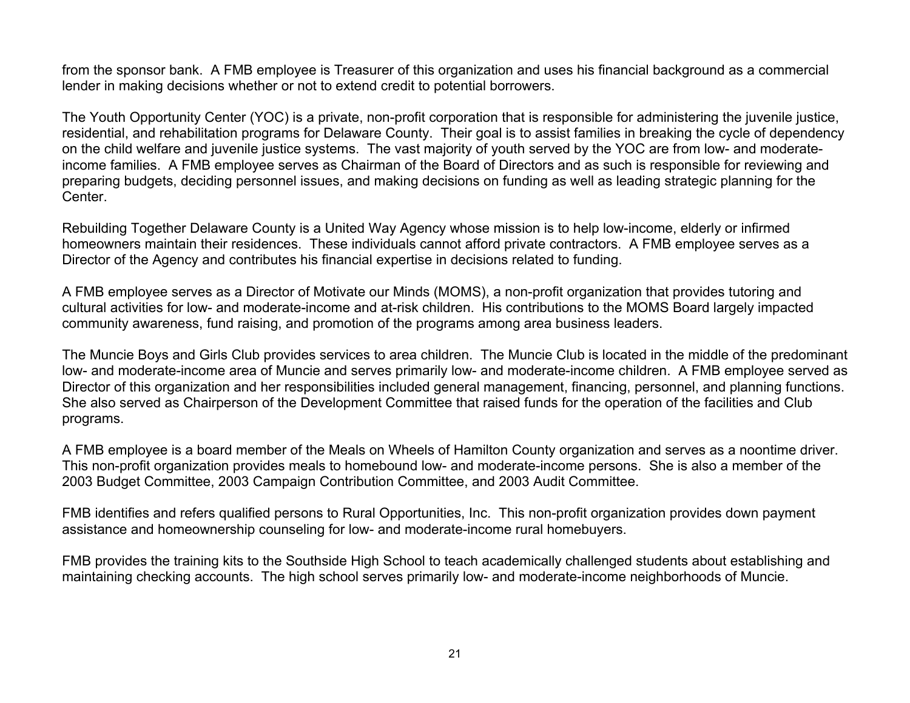from the sponsor bank. A FMB employee is Treasurer of this organization and uses his financial background as a commercial lender in making decisions whether or not to extend credit to potential borrowers.

The Youth Opportunity Center (YOC) is a private, non-profit corporation that is responsible for administering the juvenile justice, residential, and rehabilitation programs for Delaware County. Their goal is to assist families in breaking the cycle of dependency on the child welfare and juvenile justice systems. The vast majority of youth served by the YOC are from low- and moderate-income families. A FMB employee serves as Chairman of the Board of Directors and as such is responsible for reviewing and preparing budgets, deciding personnel issues, and making decisions on funding as well as leading strategic planning for the Center.

Rebuilding Together Delaware County is a United Way Agency whose mission is to help low-income, elderly or infirmed homeowners maintain their residences. These individuals cannot afford private contractors. A FMB employee serves as a Director of the Agency and contributes his financial expertise in decisions related to funding.

A FMB employee serves as a Director of Motivate our Minds (MOMS), a non-profit organization that provides tutoring and cultural activities for low- and moderate-income and at-risk children. His contributions to the MOMS Board largely impacted community awareness, fund raising, and promotion of the programs among area business leaders.

The Muncie Boys and Girls Club provides services to area children. The Muncie Club is located in the middle of the predominant low- and moderate-income area of Muncie and serves primarily low- and moderate-income children. A FMB employee served as Director of this organization and her responsibilities included general management, financing, personnel, and planning functions. She also served as Chairperson of the Development Committee that raised funds for the operation of the facilities and Club programs.

A FMB employee is a board member of the Meals on Wheels of Hamilton County organization and serves as a noontime driver. This non-profit organization provides meals to homebound low- and moderate-income persons. She is also a member of the 2003 Budget Committee, 2003 Campaign Contribution Committee, and 2003 Audit Committee.

FMB identifies and refers qualified persons to Rural Opportunities, Inc. This non-profit organization provides down payment assistance and homeownership counseling for low- and moderate-income rural homebuyers.

FMB provides the training kits to the Southside High School to teach academically challenged students about establishing and maintaining checking accounts. The high school serves primarily low- and moderate-income neighborhoods of Muncie.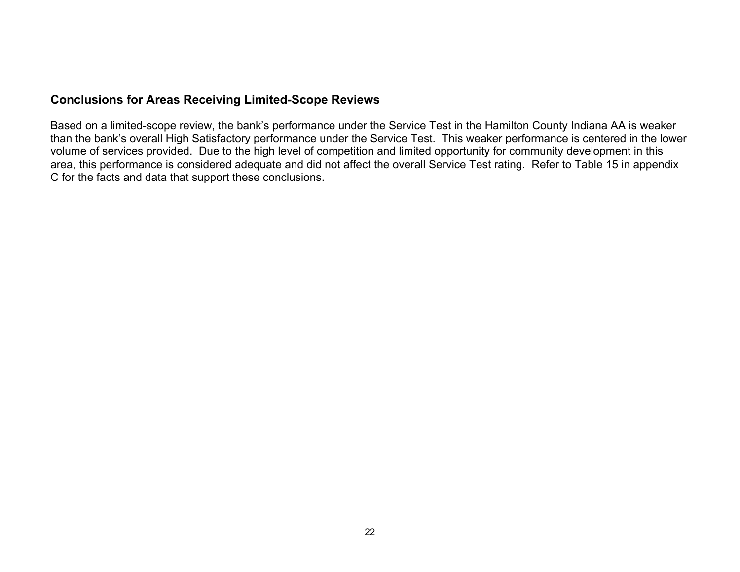### Conclusions for Areas Receiving Limited-Scope Reviews

Based on a limited-scope review, the bank's performance under the Service Test in the Hamilton County Indiana AA is weaker than the bank's overall High Satisfactory performance under the Service Test. This weaker performance is centered in the lower volume of services provided. Due to the high level of competition and limited opportunity for community development in this area, this performance is considered adequate and did not affect the overall Service Test rating. Refer to Table 15 in appendix C for the facts and data that support these conclusions.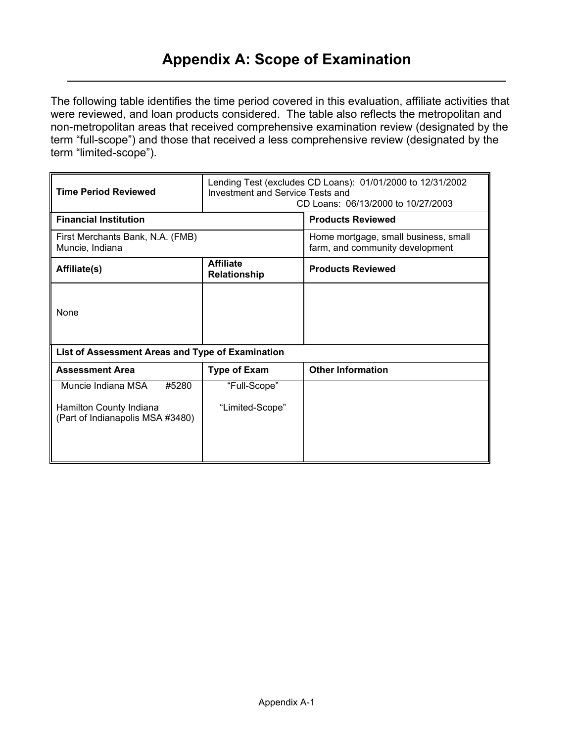# Appendix A: Scope of Examination

The following table identifies the time period covered in this evaluation, affiliate activities that were reviewed, and loan products considered. The table also reflects the metropolitan and non-metropolitan areas that received comprehensive examination review (designated by the term "full-scope") and those that received a less comprehensive review (designated by the term "limited-scope").

| **Time Period Reviewed** | Lending Test (excludes CD Loans): 01/01/2000 to 12/31/2002<br>Investment and Service Tests and<br>CD Loans: 06/13/2000 to 10/27/2003 | |
|---|---|---|
| **Financial Institution** | | **Products Reviewed** |
| First Merchants Bank, N.A. (FMB)<br>Muncie, Indiana | | Home mortgage, small business, small farm, and community development |
| **Affiliate(s)** | **Affiliate Relationship** | **Products Reviewed** |
| None | | |
| **List of Assessment Areas and Type of Examination** | | |
| **Assessment Area** | **Type of Exam** | **Other Information** |
| Muncie Indiana MSA #5280 | "Full-Scope" | |
| Hamilton County Indiana<br>(Part of Indianapolis MSA #3480) | "Limited-Scope" | |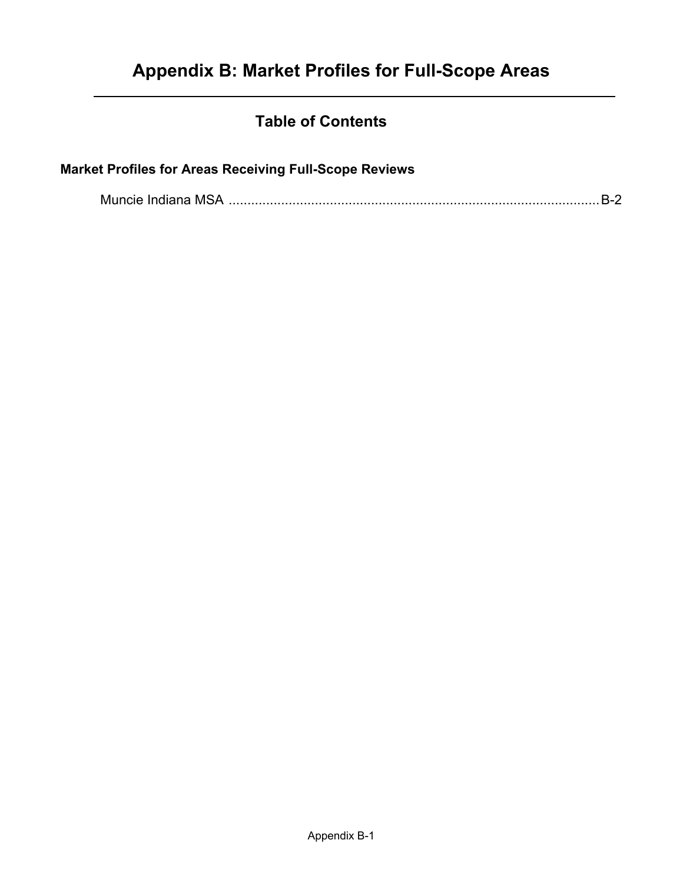# Appendix B: Market Profiles for Full-Scope Areas

## Table of Contents

**Market Profiles for Areas Receiving Full-Scope Reviews**

Muncie Indiana MSA ...................................................................................................B-2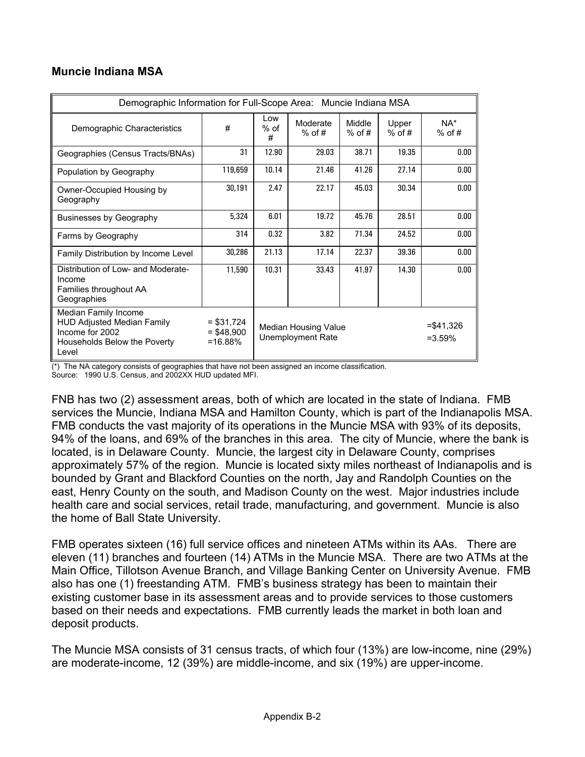### Muncie Indiana MSA

| Demographic Information for Full-Scope Area: Muncie Indiana MSA | | | | | | |
|---|---|---|---|---|---|---|
| Demographic Characteristics | # | Low % of # | Moderate % of # | Middle % of # | Upper % of # | NA* % of # |
| Geographies (Census Tracts/BNAs) | 31 | 12.90 | 29.03 | 38.71 | 19.35 | 0.00 |
| Population by Geography | 119,659 | 10.14 | 21.46 | 41.26 | 27.14 | 0.00 |
| Owner-Occupied Housing by Geography | 30,191 | 2.47 | 22.17 | 45.03 | 30.34 | 0.00 |
| Businesses by Geography | 5,324 | 6.01 | 19.72 | 45.76 | 28.51 | 0.00 |
| Farms by Geography | 314 | 0.32 | 3.82 | 71.34 | 24.52 | 0.00 |
| Family Distribution by Income Level | 30,286 | 21.13 | 17.14 | 22.37 | 39.36 | 0.00 |
| Distribution of Low- and Moderate-Income Families throughout AA Geographies | 11,590 | 10.31 | 33.43 | 41.97 | 14.30 | 0.00 |
| Median Family Income<br>HUD Adjusted Median Family Income for 2002<br>Households Below the Poverty Level | = $31,724<br>= $48,900<br>=16.88% | Median Housing Value<br>Unemployment Rate | | | | =$41,326<br>=3.59% |

(*) The NA category consists of geographies that have not been assigned an income classification.
Source: 1990 U.S. Census, and 2002XX HUD updated MFI.

FNB has two (2) assessment areas, both of which are located in the state of Indiana. FMB services the Muncie, Indiana MSA and Hamilton County, which is part of the Indianapolis MSA. FMB conducts the vast majority of its operations in the Muncie MSA with 93% of its deposits, 94% of the loans, and 69% of the branches in this area. The city of Muncie, where the bank is located, is in Delaware County. Muncie, the largest city in Delaware County, comprises approximately 57% of the region. Muncie is located sixty miles northeast of Indianapolis and is bounded by Grant and Blackford Counties on the north, Jay and Randolph Counties on the east, Henry County on the south, and Madison County on the west. Major industries include health care and social services, retail trade, manufacturing, and government. Muncie is also the home of Ball State University.

FMB operates sixteen (16) full service offices and nineteen ATMs within its AAs. There are eleven (11) branches and fourteen (14) ATMs in the Muncie MSA. There are two ATMs at the Main Office, Tillotson Avenue Branch, and Village Banking Center on University Avenue. FMB also has one (1) freestanding ATM. FMB's business strategy has been to maintain their existing customer base in its assessment areas and to provide services to those customers based on their needs and expectations. FMB currently leads the market in both loan and deposit products.

The Muncie MSA consists of 31 census tracts, of which four (13%) are low-income, nine (29%) are moderate-income, 12 (39%) are middle-income, and six (19%) are upper-income.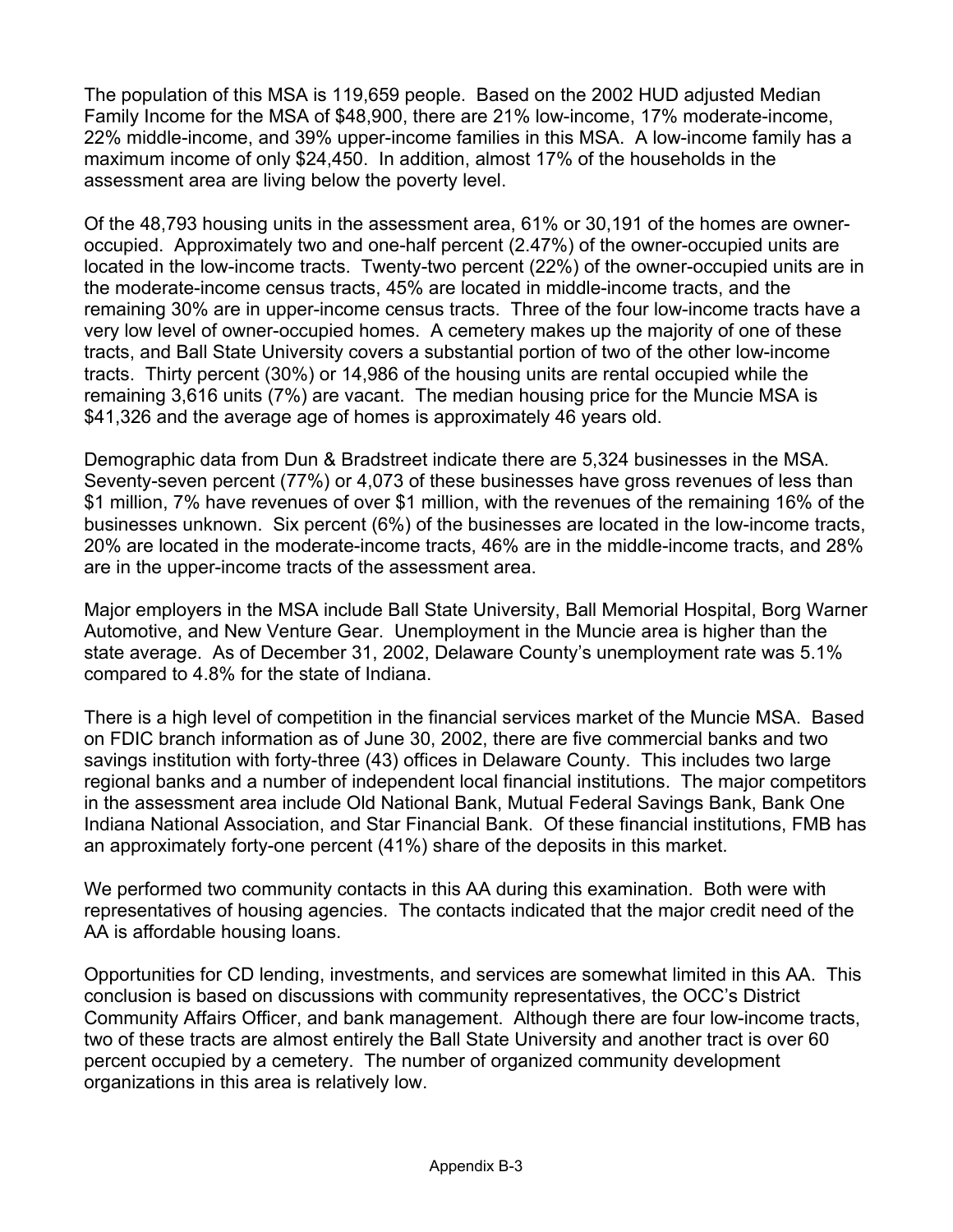The population of this MSA is 119,659 people. Based on the 2002 HUD adjusted Median Family Income for the MSA of $48,900, there are 21% low-income, 17% moderate-income, 22% middle-income, and 39% upper-income families in this MSA. A low-income family has a maximum income of only $24,450. In addition, almost 17% of the households in the assessment area are living below the poverty level.

Of the 48,793 housing units in the assessment area, 61% or 30,191 of the homes are owner-occupied. Approximately two and one-half percent (2.47%) of the owner-occupied units are located in the low-income tracts. Twenty-two percent (22%) of the owner-occupied units are in the moderate-income census tracts, 45% are located in middle-income tracts, and the remaining 30% are in upper-income census tracts. Three of the four low-income tracts have a very low level of owner-occupied homes. A cemetery makes up the majority of one of these tracts, and Ball State University covers a substantial portion of two of the other low-income tracts. Thirty percent (30%) or 14,986 of the housing units are rental occupied while the remaining 3,616 units (7%) are vacant. The median housing price for the Muncie MSA is $41,326 and the average age of homes is approximately 46 years old.

Demographic data from Dun & Bradstreet indicate there are 5,324 businesses in the MSA. Seventy-seven percent (77%) or 4,073 of these businesses have gross revenues of less than $1 million, 7% have revenues of over $1 million, with the revenues of the remaining 16% of the businesses unknown. Six percent (6%) of the businesses are located in the low-income tracts, 20% are located in the moderate-income tracts, 46% are in the middle-income tracts, and 28% are in the upper-income tracts of the assessment area.

Major employers in the MSA include Ball State University, Ball Memorial Hospital, Borg Warner Automotive, and New Venture Gear. Unemployment in the Muncie area is higher than the state average. As of December 31, 2002, Delaware County's unemployment rate was 5.1% compared to 4.8% for the state of Indiana.

There is a high level of competition in the financial services market of the Muncie MSA. Based on FDIC branch information as of June 30, 2002, there are five commercial banks and two savings institution with forty-three (43) offices in Delaware County. This includes two large regional banks and a number of independent local financial institutions. The major competitors in the assessment area include Old National Bank, Mutual Federal Savings Bank, Bank One Indiana National Association, and Star Financial Bank. Of these financial institutions, FMB has an approximately forty-one percent (41%) share of the deposits in this market.

We performed two community contacts in this AA during this examination. Both were with representatives of housing agencies. The contacts indicated that the major credit need of the AA is affordable housing loans.

Opportunities for CD lending, investments, and services are somewhat limited in this AA. This conclusion is based on discussions with community representatives, the OCC's District Community Affairs Officer, and bank management. Although there are four low-income tracts, two of these tracts are almost entirely the Ball State University and another tract is over 60 percent occupied by a cemetery. The number of organized community development organizations in this area is relatively low.

Appendix B-3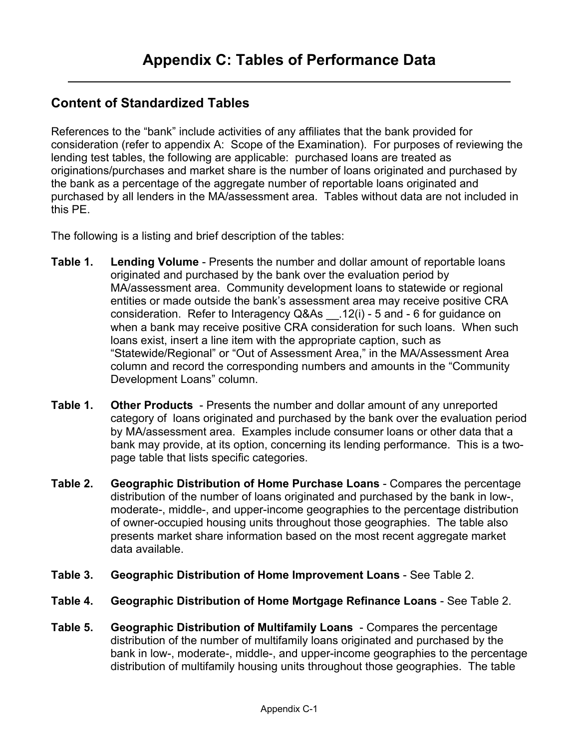# Appendix C: Tables of Performance Data

## Content of Standardized Tables

References to the "bank" include activities of any affiliates that the bank provided for consideration (refer to appendix A: Scope of the Examination). For purposes of reviewing the lending test tables, the following are applicable: purchased loans are treated as originations/purchases and market share is the number of loans originated and purchased by the bank as a percentage of the aggregate number of reportable loans originated and purchased by all lenders in the MA/assessment area. Tables without data are not included in this PE.

The following is a listing and brief description of the tables:

**Table 1. Lending Volume** - Presents the number and dollar amount of reportable loans originated and purchased by the bank over the evaluation period by MA/assessment area. Community development loans to statewide or regional entities or made outside the bank's assessment area may receive positive CRA consideration. Refer to Interagency Q&As __.12(i) - 5 and - 6 for guidance on when a bank may receive positive CRA consideration for such loans. When such loans exist, insert a line item with the appropriate caption, such as "Statewide/Regional" or "Out of Assessment Area," in the MA/Assessment Area column and record the corresponding numbers and amounts in the "Community Development Loans" column.

**Table 1. Other Products** - Presents the number and dollar amount of any unreported category of loans originated and purchased by the bank over the evaluation period by MA/assessment area. Examples include consumer loans or other data that a bank may provide, at its option, concerning its lending performance. This is a two-page table that lists specific categories.

**Table 2. Geographic Distribution of Home Purchase Loans** - Compares the percentage distribution of the number of loans originated and purchased by the bank in low-, moderate-, middle-, and upper-income geographies to the percentage distribution of owner-occupied housing units throughout those geographies. The table also presents market share information based on the most recent aggregate market data available.

**Table 3. Geographic Distribution of Home Improvement Loans** - See Table 2.

**Table 4. Geographic Distribution of Home Mortgage Refinance Loans** - See Table 2.

**Table 5. Geographic Distribution of Multifamily Loans** - Compares the percentage distribution of the number of multifamily loans originated and purchased by the bank in low-, moderate-, middle-, and upper-income geographies to the percentage distribution of multifamily housing units throughout those geographies. The table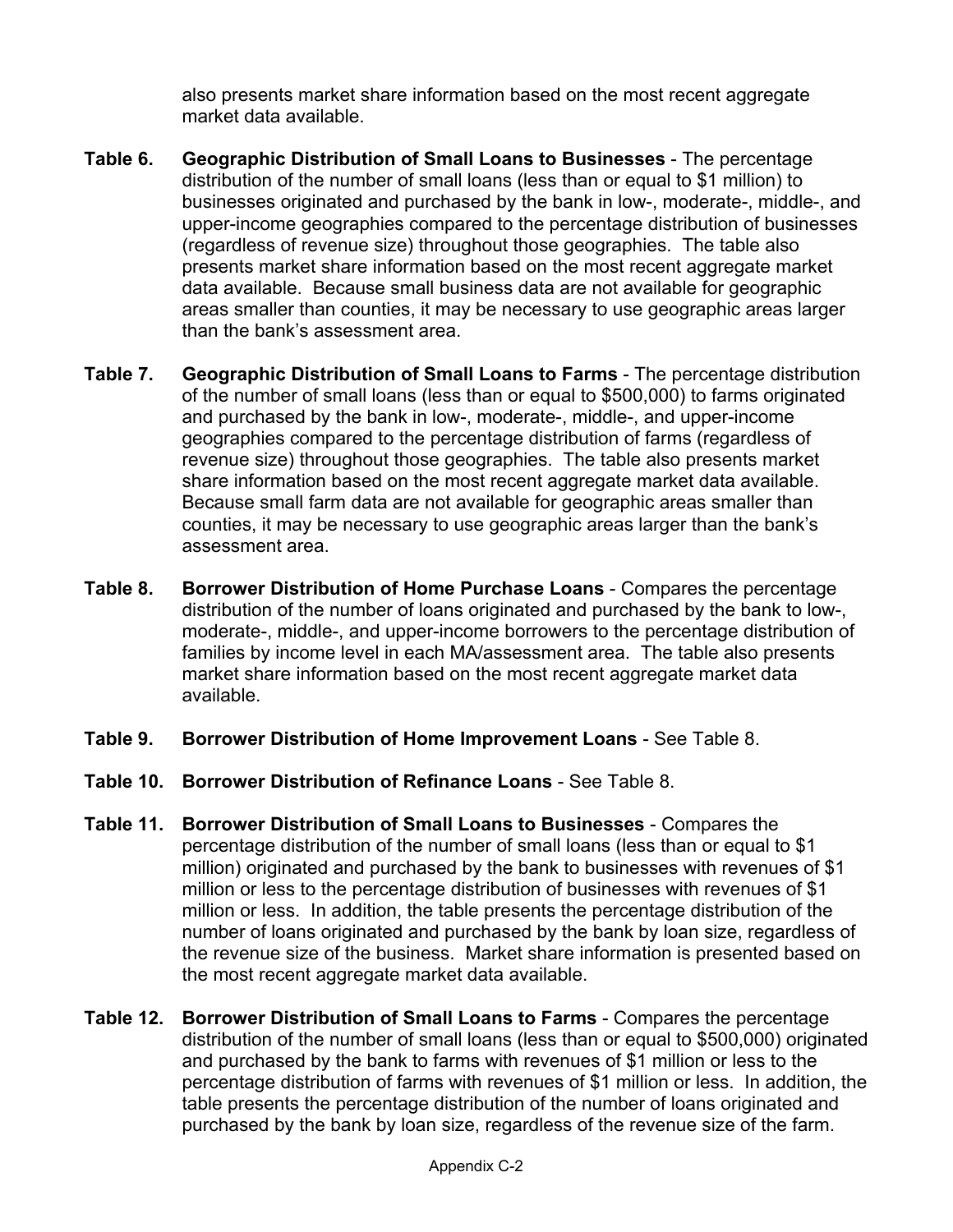also presents market share information based on the most recent aggregate market data available.

**Table 6. Geographic Distribution of Small Loans to Businesses** - The percentage distribution of the number of small loans (less than or equal to $1 million) to businesses originated and purchased by the bank in low-, moderate-, middle-, and upper-income geographies compared to the percentage distribution of businesses (regardless of revenue size) throughout those geographies. The table also presents market share information based on the most recent aggregate market data available. Because small business data are not available for geographic areas smaller than counties, it may be necessary to use geographic areas larger than the bank's assessment area.

**Table 7. Geographic Distribution of Small Loans to Farms** - The percentage distribution of the number of small loans (less than or equal to $500,000) to farms originated and purchased by the bank in low-, moderate-, middle-, and upper-income geographies compared to the percentage distribution of farms (regardless of revenue size) throughout those geographies. The table also presents market share information based on the most recent aggregate market data available. Because small farm data are not available for geographic areas smaller than counties, it may be necessary to use geographic areas larger than the bank's assessment area.

**Table 8. Borrower Distribution of Home Purchase Loans** - Compares the percentage distribution of the number of loans originated and purchased by the bank to low-, moderate-, middle-, and upper-income borrowers to the percentage distribution of families by income level in each MA/assessment area. The table also presents market share information based on the most recent aggregate market data available.

**Table 9. Borrower Distribution of Home Improvement Loans** - See Table 8.

**Table 10. Borrower Distribution of Refinance Loans** - See Table 8.

**Table 11. Borrower Distribution of Small Loans to Businesses** - Compares the percentage distribution of the number of small loans (less than or equal to $1 million) originated and purchased by the bank to businesses with revenues of $1 million or less to the percentage distribution of businesses with revenues of $1 million or less. In addition, the table presents the percentage distribution of the number of loans originated and purchased by the bank by loan size, regardless of the revenue size of the business. Market share information is presented based on the most recent aggregate market data available.

**Table 12. Borrower Distribution of Small Loans to Farms** - Compares the percentage distribution of the number of small loans (less than or equal to $500,000) originated and purchased by the bank to farms with revenues of $1 million or less to the percentage distribution of farms with revenues of $1 million or less. In addition, the table presents the percentage distribution of the number of loans originated and purchased by the bank by loan size, regardless of the revenue size of the farm.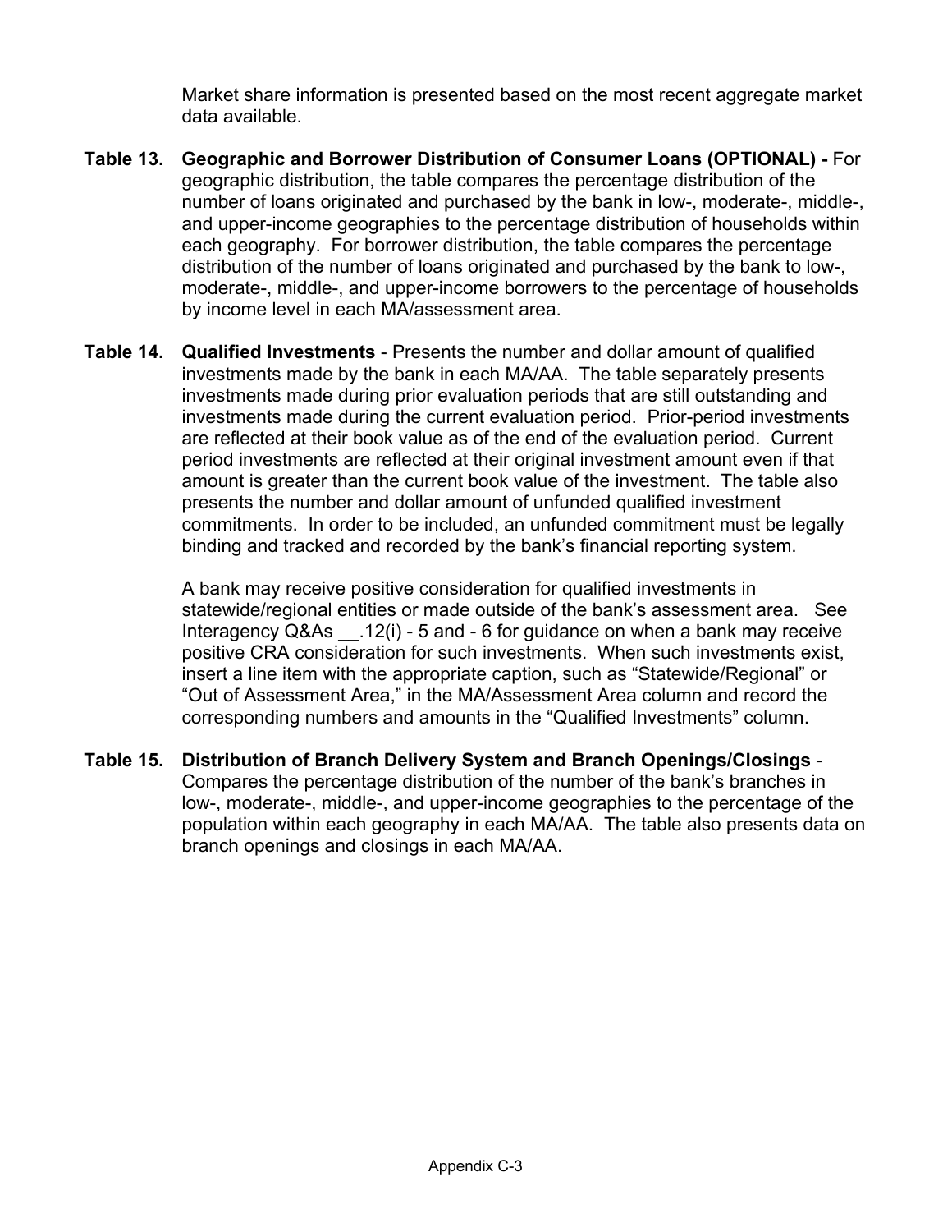Market share information is presented based on the most recent aggregate market data available.

**Table 13. Geographic and Borrower Distribution of Consumer Loans (OPTIONAL) -** For geographic distribution, the table compares the percentage distribution of the number of loans originated and purchased by the bank in low-, moderate-, middle-, and upper-income geographies to the percentage distribution of households within each geography. For borrower distribution, the table compares the percentage distribution of the number of loans originated and purchased by the bank to low-, moderate-, middle-, and upper-income borrowers to the percentage of households by income level in each MA/assessment area.

**Table 14. Qualified Investments** - Presents the number and dollar amount of qualified investments made by the bank in each MA/AA. The table separately presents investments made during prior evaluation periods that are still outstanding and investments made during the current evaluation period. Prior-period investments are reflected at their book value as of the end of the evaluation period. Current period investments are reflected at their original investment amount even if that amount is greater than the current book value of the investment. The table also presents the number and dollar amount of unfunded qualified investment commitments. In order to be included, an unfunded commitment must be legally binding and tracked and recorded by the bank's financial reporting system.

A bank may receive positive consideration for qualified investments in statewide/regional entities or made outside of the bank's assessment area. See Interagency Q&As __.12(i) - 5 and - 6 for guidance on when a bank may receive positive CRA consideration for such investments. When such investments exist, insert a line item with the appropriate caption, such as "Statewide/Regional" or "Out of Assessment Area," in the MA/Assessment Area column and record the corresponding numbers and amounts in the "Qualified Investments" column.

**Table 15. Distribution of Branch Delivery System and Branch Openings/Closings** - Compares the percentage distribution of the number of the bank's branches in low-, moderate-, middle-, and upper-income geographies to the percentage of the population within each geography in each MA/AA. The table also presents data on branch openings and closings in each MA/AA.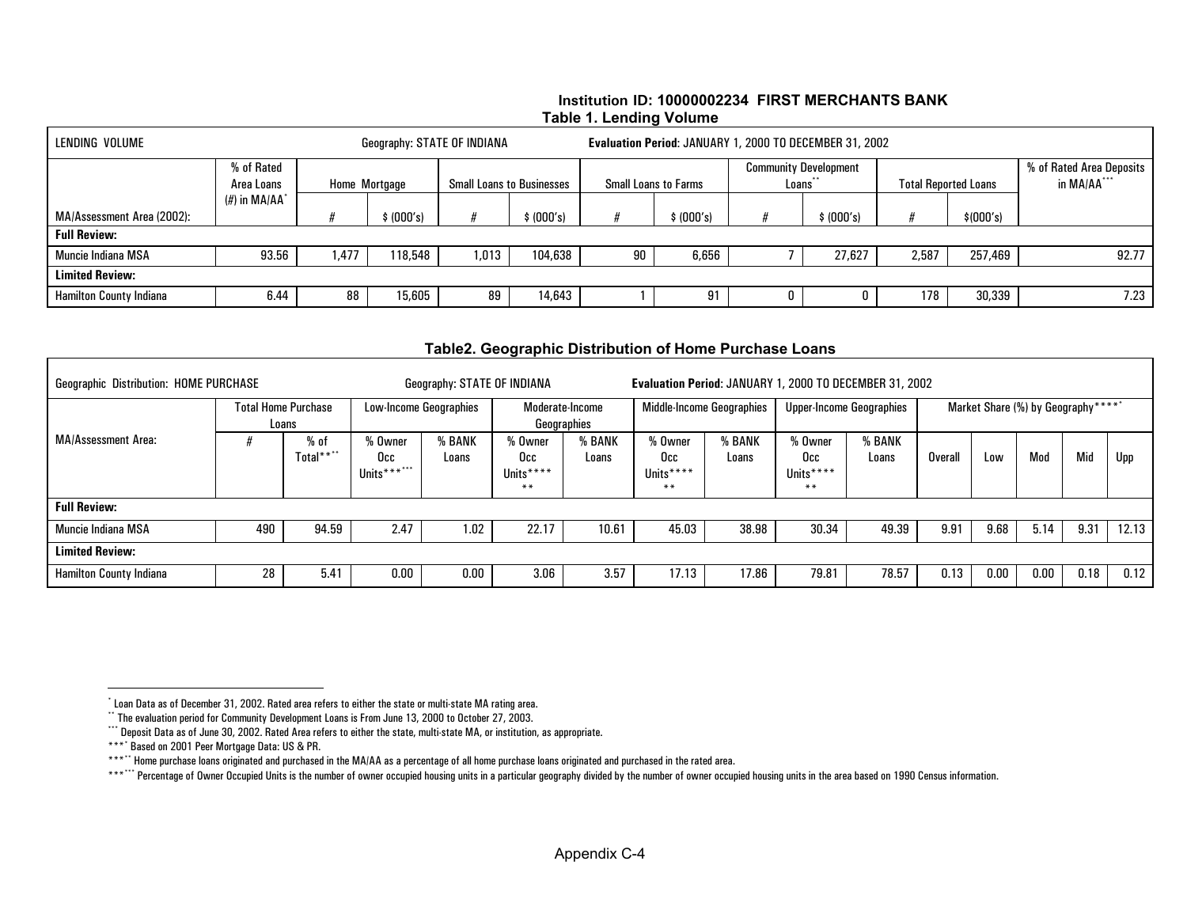**Institution ID: 10000002234 FIRST MERCHANTS BANK**

**Table 1. Lending Volume**

| LENDING VOLUME | | Geography: STATE OF INDIANA | | | | Evaluation Period: JANUARY 1, 2000 TO DECEMBER 31, 2002 | | | | | | |
|---|---|---|---|---|---|---|---|---|---|---|---|---|
| | % of Rated Area Loans (#) in MA/AA* | Home Mortgage | | Small Loans to Businesses | | Small Loans to Farms | | Community Development Loans** | | Total Reported Loans | | % of Rated Area Deposits in MA/AA*** |
| MA/Assessment Area (2002): | | # | $ (000's) | # | $ (000's) | # | $ (000's) | # | $ (000's) | # | $(000's) | |
| **Full Review:** | | | | | | | | | | | | |
| Muncie Indiana MSA | 93.56 | 1,477 | 118,548 | 1,013 | 104,638 | 90 | 6,656 | 7 | 27,627 | 2,587 | 257,469 | 92.77 |
| **Limited Review:** | | | | | | | | | | | | |
| Hamilton County Indiana | 6.44 | 88 | 15,605 | 89 | 14,643 | 1 | 91 | 0 | 0 | 178 | 30,339 | 7.23 |

**Table2. Geographic Distribution of Home Purchase Loans**

| Geographic Distribution: HOME PURCHASE | | | | Geography: STATE OF INDIANA | | | Evaluation Period: JANUARY 1, 2000 TO DECEMBER 31, 2002 | | | | | | | | |
|---|---|---|---|---|---|---|---|---|---|---|---|---|---|---|---|
| MA/Assessment Area: | Total Home Purchase Loans | | Low-Income Geographies | | Moderate-Income Geographies | | Middle-Income Geographies | | Upper-Income Geographies | | Market Share (%) by Geography***** | | | | |
| | # | % of Total**** | % Owner Occ Units****** | % BANK Loans | % Owner Occ Units****** | % BANK Loans | % Owner Occ Units****** | % BANK Loans | % Owner Occ Units****** | % BANK Loans | Overall | Low | Mod | Mid | Upp |
| **Full Review:** | | | | | | | | | | | | | | | |
| Muncie Indiana MSA | 490 | 94.59 | 2.47 | 1.02 | 22.17 | 10.61 | 45.03 | 38.98 | 30.34 | 49.39 | 9.91 | 9.68 | 5.14 | 9.31 | 12.13 |
| **Limited Review:** | | | | | | | | | | | | | | | |
| Hamilton County Indiana | 28 | 5.41 | 0.00 | 0.00 | 3.06 | 3.57 | 17.13 | 17.86 | 79.81 | 78.57 | 0.13 | 0.00 | 0.00 | 0.18 | 0.12 |

* Loan Data as of December 31, 2002. Rated area refers to either the state or multi-state MA rating area.

** The evaluation period for Community Development Loans is From June 13, 2000 to October 27, 2003.

*** Deposit Data as of June 30, 2002. Rated Area refers to either the state, multi-state MA, or institution, as appropriate.

**** Based on 2001 Peer Mortgage Data: US & PR.

***** Home purchase loans originated and purchased in the MA/AA as a percentage of all home purchase loans originated and purchased in the rated area.

****** Percentage of Owner Occupied Units is the number of owner occupied housing units in a particular geography divided by the number of owner occupied housing units in the area based on 1990 Census information.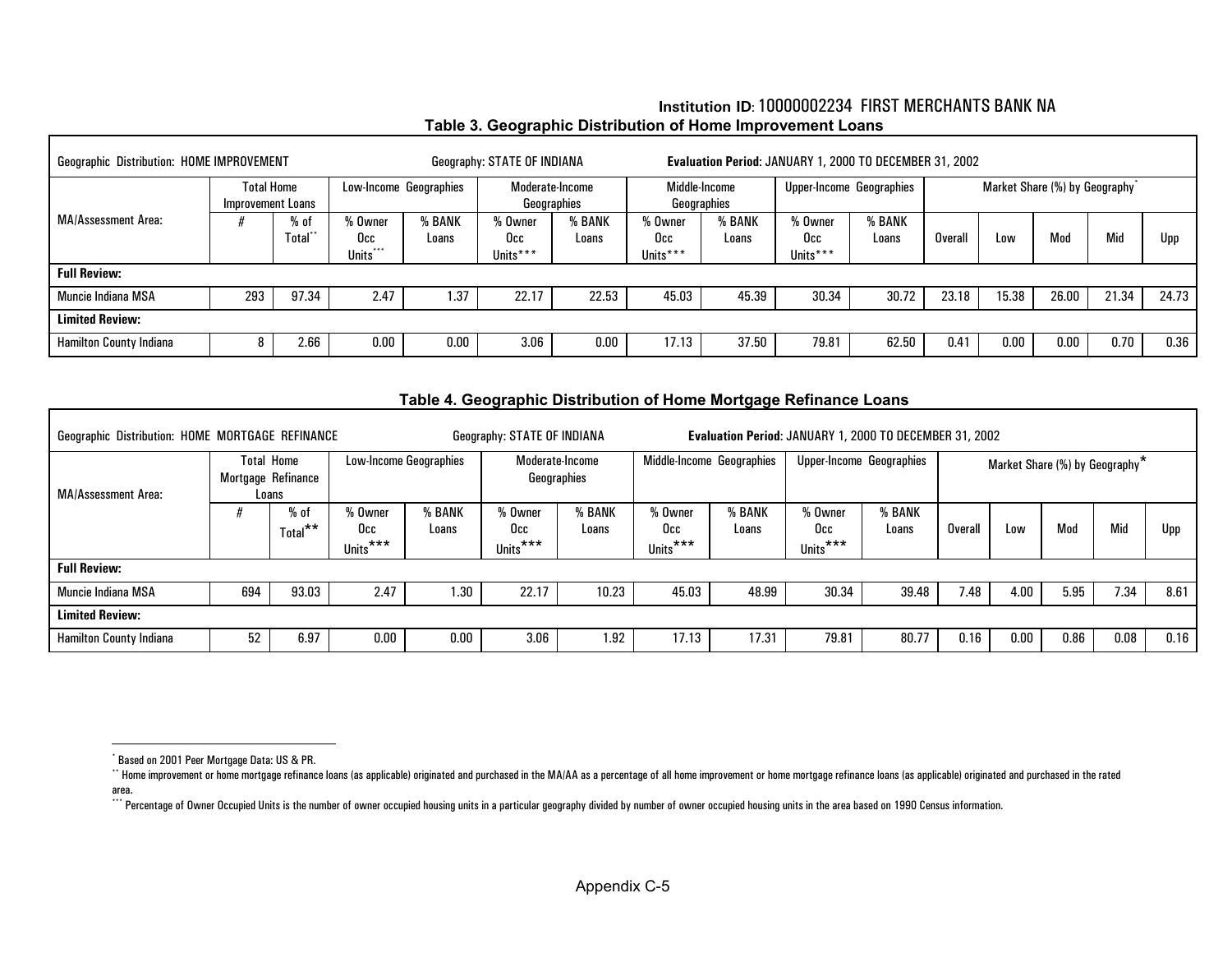**Institution ID**: 10000002234 FIRST MERCHANTS BANK NA

**Table 3. Geographic Distribution of Home Improvement Loans**

| Geographic Distribution: HOME IMPROVEMENT | | | Geography: STATE OF INDIANA | | | | **Evaluation Period**: JANUARY 1, 2000 TO DECEMBER 31, 2002 | | | | | | | | |
|---|---|---|---|---|---|---|---|---|---|---|---|---|---|---|---|
| MA/Assessment Area: | Total Home Improvement Loans | | Low-Income Geographies | | Moderate-Income Geographies | | Middle-Income Geographies | | Upper-Income Geographies | | Market Share (%) by Geography* | | | | |
| | # | % of Total** | % Owner Occ Units*** | % BANK Loans | % Owner Occ Units*** | % BANK Loans | % Owner Occ Units*** | % BANK Loans | % Owner Occ Units*** | % BANK Loans | Overall | Low | Mod | Mid | Upp |
| **Full Review:** | | | | | | | | | | | | | | | |
| Muncie Indiana MSA | 293 | 97.34 | 2.47 | 1.37 | 22.17 | 22.53 | 45.03 | 45.39 | 30.34 | 30.72 | 23.18 | 15.38 | 26.00 | 21.34 | 24.73 |
| **Limited Review:** | | | | | | | | | | | | | | | |
| Hamilton County Indiana | 8 | 2.66 | 0.00 | 0.00 | 3.06 | 0.00 | 17.13 | 37.50 | 79.81 | 62.50 | 0.41 | 0.00 | 0.00 | 0.70 | 0.36 |

**Table 4. Geographic Distribution of Home Mortgage Refinance Loans**

| Geographic Distribution: HOME MORTGAGE REFINANCE | | | Geography: STATE OF INDIANA | | | | **Evaluation Period**: JANUARY 1, 2000 TO DECEMBER 31, 2002 | | | | | | | | |
|---|---|---|---|---|---|---|---|---|---|---|---|---|---|---|---|
| MA/Assessment Area: | Total Home Mortgage Refinance Loans | | Low-Income Geographies | | Moderate-Income Geographies | | Middle-Income Geographies | | Upper-Income Geographies | | Market Share (%) by Geography* | | | | |
| | # | % of Total** | % Owner Occ Units*** | % BANK Loans | % Owner Occ Units*** | % BANK Loans | % Owner Occ Units*** | % BANK Loans | % Owner Occ Units*** | % BANK Loans | Overall | Low | Mod | Mid | Upp |
| **Full Review:** | | | | | | | | | | | | | | | |
| Muncie Indiana MSA | 694 | 93.03 | 2.47 | 1.30 | 22.17 | 10.23 | 45.03 | 48.99 | 30.34 | 39.48 | 7.48 | 4.00 | 5.95 | 7.34 | 8.61 |
| **Limited Review:** | | | | | | | | | | | | | | | |
| Hamilton County Indiana | 52 | 6.97 | 0.00 | 0.00 | 3.06 | 1.92 | 17.13 | 17.31 | 79.81 | 80.77 | 0.16 | 0.00 | 0.86 | 0.08 | 0.16 |

* Based on 2001 Peer Mortgage Data: US & PR.

** Home improvement or home mortgage refinance loans (as applicable) originated and purchased in the MA/AA as a percentage of all home improvement or home mortgage refinance loans (as applicable) originated and purchased in the rated area.

*** Percentage of Owner Occupied Units is the number of owner occupied housing units in a particular geography divided by number of owner occupied housing units in the area based on 1990 Census information.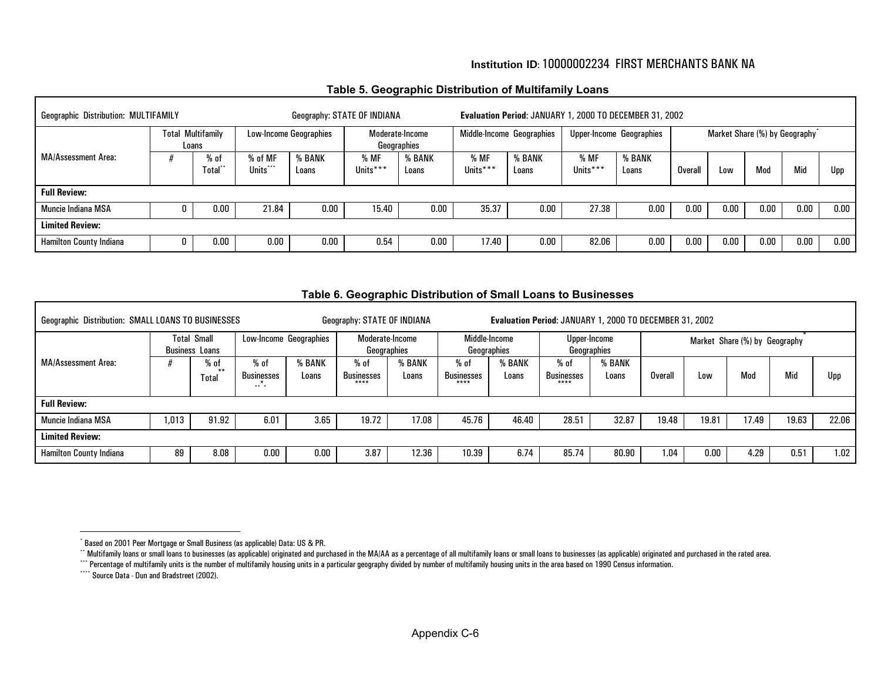**Institution ID**: 10000002234 FIRST MERCHANTS BANK NA

## Table 5. Geographic Distribution of Multifamily Loans

| Geographic Distribution: MULTIFAMILY | | | Geography: STATE OF INDIANA | | | | **Evaluation Period**: JANUARY 1, 2000 TO DECEMBER 31, 2002 | | | | | | | | |
|---|---|---|---|---|---|---|---|---|---|---|---|---|---|---|---|
| | Total Multifamily Loans | | Low-Income Geographies | | Moderate-Income Geographies | | Middle-Income Geographies | | Upper-Income Geographies | | Market Share (%) by Geography* | | | | |
| MA/Assessment Area: | # | % of Total** | % of MF Units*** | % BANK Loans | % MF Units*** | % BANK Loans | % MF Units*** | % BANK Loans | % MF Units*** | % BANK Loans | Overall | Low | Mod | Mid | Upp |
| **Full Review:** | | | | | | | | | | | | | | | |
| Muncie Indiana MSA | 0 | 0.00 | 21.84 | 0.00 | 15.40 | 0.00 | 35.37 | 0.00 | 27.38 | 0.00 | 0.00 | 0.00 | 0.00 | 0.00 | 0.00 |
| **Limited Review:** | | | | | | | | | | | | | | | |
| Hamilton County Indiana | 0 | 0.00 | 0.00 | 0.00 | 0.54 | 0.00 | 17.40 | 0.00 | 82.06 | 0.00 | 0.00 | 0.00 | 0.00 | 0.00 | 0.00 |

## Table 6. Geographic Distribution of Small Loans to Businesses

| Geographic Distribution: SMALL LOANS TO BUSINESSES | | | Geography: STATE OF INDIANA | | | | **Evaluation Period**: JANUARY 1, 2000 TO DECEMBER 31, 2002 | | | | | | | | |
|---|---|---|---|---|---|---|---|---|---|---|---|---|---|---|---|
| | Total Small Business Loans | | Low-Income Geographies | | Moderate-Income Geographies | | Middle-Income Geographies | | Upper-Income Geographies | | Market Share (%) by Geography* | | | | |
| MA/Assessment Area: | # | % of Total** | % of Businesses*** | % BANK Loans | % of Businesses**** | % BANK Loans | % of Businesses**** | % BANK Loans | % of Businesses**** | % BANK Loans | Overall | Low | Mod | Mid | Upp |
| **Full Review:** | | | | | | | | | | | | | | | |
| Muncie Indiana MSA | 1,013 | 91.92 | 6.01 | 3.65 | 19.72 | 17.08 | 45.76 | 46.40 | 28.51 | 32.87 | 19.48 | 19.81 | 17.49 | 19.63 | 22.06 |
| **Limited Review:** | | | | | | | | | | | | | | | |
| Hamilton County Indiana | 89 | 8.08 | 0.00 | 0.00 | 3.87 | 12.36 | 10.39 | 6.74 | 85.74 | 80.90 | 1.04 | 0.00 | 4.29 | 0.51 | 1.02 |

---

* Based on 2001 Peer Mortgage or Small Business (as applicable) Data: US & PR.

** Multifamily loans or small loans to businesses (as applicable) originated and purchased in the MA/AA as a percentage of all multifamily loans or small loans to businesses (as applicable) originated and purchased in the rated area.

*** Percentage of multifamily units is the number of multifamily housing units in a particular geography divided by number of multifamily housing units in the area based on 1990 Census information.

**** Source Data - Dun and Bradstreet (2002).

Appendix C-6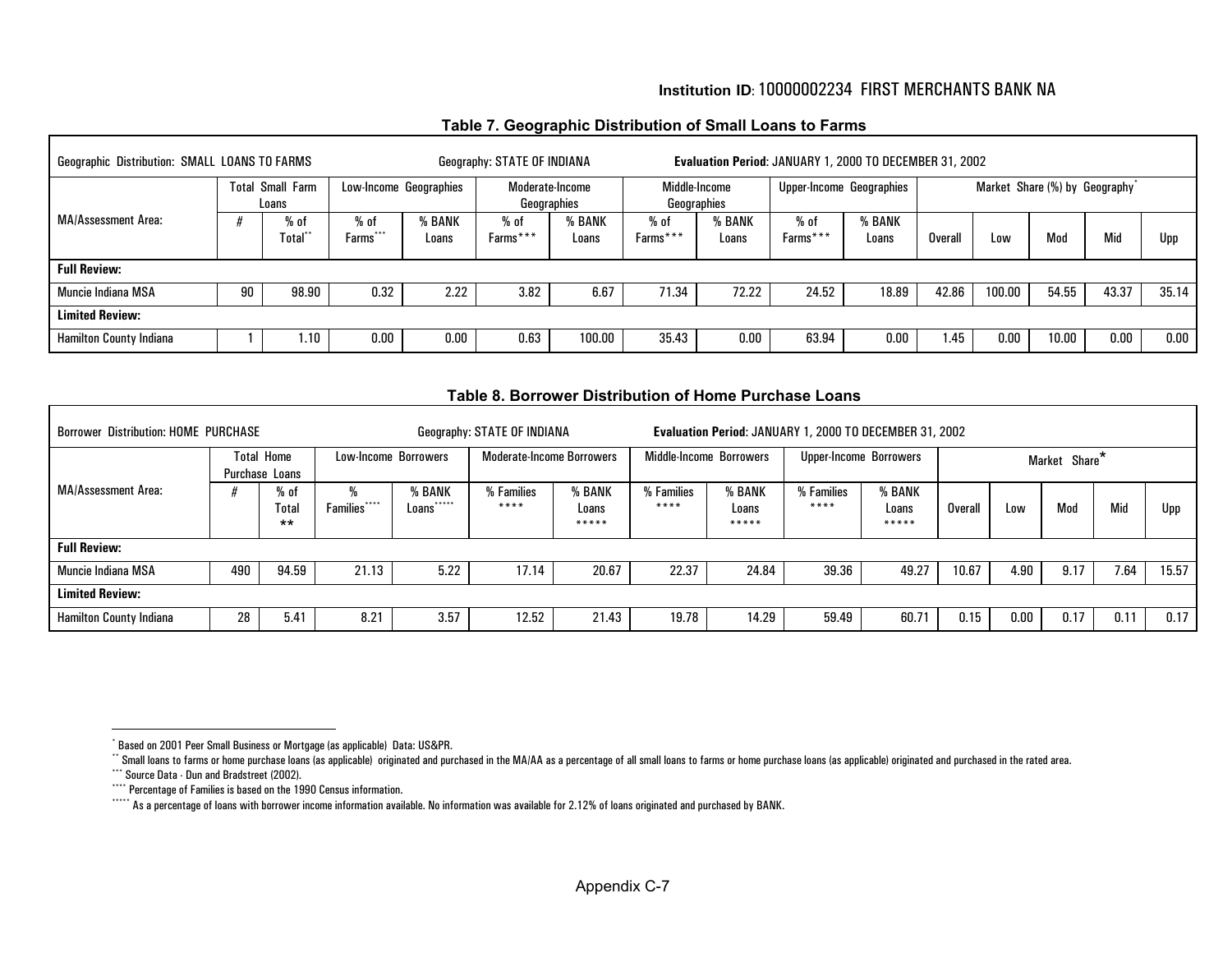**Institution ID**: 10000002234 FIRST MERCHANTS BANK NA

### Table 7. Geographic Distribution of Small Loans to Farms

| Geographic Distribution: SMALL LOANS TO FARMS | | | Geography: STATE OF INDIANA | | | | Evaluation Period: JANUARY 1, 2000 TO DECEMBER 31, 2002 | | | | | | | | |
|---|---|---|---|---|---|---|---|---|---|---|---|---|---|---|---|
| | Total Small Farm Loans | | Low-Income Geographies | | Moderate-Income Geographies | | Middle-Income Geographies | | Upper-Income Geographies | | Market Share (%) by Geography* | | | | |
| MA/Assessment Area: | # | % of Total** | % of Farms*** | % BANK Loans | % of Farms*** | % BANK Loans | % of Farms*** | % BANK Loans | % of Farms*** | % BANK Loans | Overall | Low | Mod | Mid | Upp |
| **Full Review:** | | | | | | | | | | | | | | | |
| Muncie Indiana MSA | 90 | 98.90 | 0.32 | 2.22 | 3.82 | 6.67 | 71.34 | 72.22 | 24.52 | 18.89 | 42.86 | 100.00 | 54.55 | 43.37 | 35.14 |
| **Limited Review:** | | | | | | | | | | | | | | | |
| Hamilton County Indiana | 1 | 1.10 | 0.00 | 0.00 | 0.63 | 100.00 | 35.43 | 0.00 | 63.94 | 0.00 | 1.45 | 0.00 | 10.00 | 0.00 | 0.00 |

### Table 8. Borrower Distribution of Home Purchase Loans

| Borrower Distribution: HOME PURCHASE | | | Geography: STATE OF INDIANA | | | | Evaluation Period: JANUARY 1, 2000 TO DECEMBER 31, 2002 | | | | | | | | |
|---|---|---|---|---|---|---|---|---|---|---|---|---|---|---|---|
| | Total Home Purchase Loans | | Low-Income Borrowers | | Moderate-Income Borrowers | | Middle-Income Borrowers | | Upper-Income Borrowers | | Market Share* | | | | |
| MA/Assessment Area: | # | % of Total ** | % Families**** | % BANK Loans***** | % Families **** | % BANK Loans ***** | % Families **** | % BANK Loans ***** | % Families **** | % BANK Loans ***** | Overall | Low | Mod | Mid | Upp |
| **Full Review:** | | | | | | | | | | | | | | | |
| Muncie Indiana MSA | 490 | 94.59 | 21.13 | 5.22 | 17.14 | 20.67 | 22.37 | 24.84 | 39.36 | 49.27 | 10.67 | 4.90 | 9.17 | 7.64 | 15.57 |
| **Limited Review:** | | | | | | | | | | | | | | | |
| Hamilton County Indiana | 28 | 5.41 | 8.21 | 3.57 | 12.52 | 21.43 | 19.78 | 14.29 | 59.49 | 60.71 | 0.15 | 0.00 | 0.17 | 0.11 | 0.17 |

---

\* Based on 2001 Peer Small Business or Mortgage (as applicable) Data: US&PR.

\*\* Small loans to farms or home purchase loans (as applicable) originated and purchased in the MA/AA as a percentage of all small loans to farms or home purchase loans (as applicable) originated and purchased in the rated area.

\*\*\* Source Data - Dun and Bradstreet (2002).

\*\*\*\* Percentage of Families is based on the 1990 Census information.

\*\*\*\*\* As a percentage of loans with borrower income information available. No information was available for 2.12% of loans originated and purchased by BANK.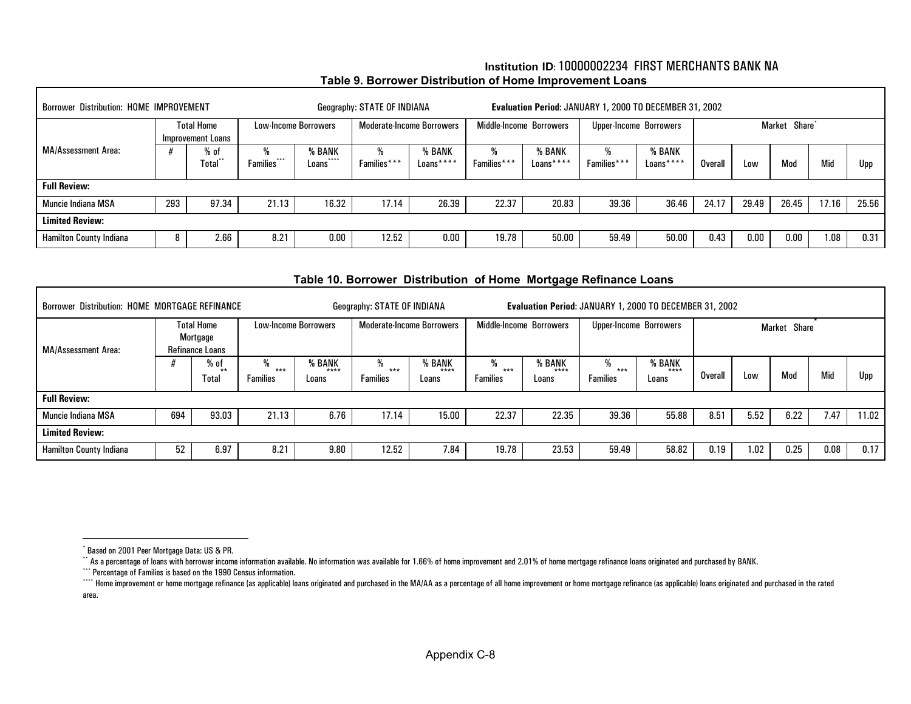**Institution ID**: 10000002234 FIRST MERCHANTS BANK NA

### Table 9. Borrower Distribution of Home Improvement Loans

| Borrower Distribution: HOME IMPROVEMENT | | | | | Geography: STATE OF INDIANA | | | | Evaluation Period: JANUARY 1, 2000 TO DECEMBER 31, 2002 | | | | | | |
|---|---|---|---|---|---|---|---|---|---|---|---|---|---|---|---|
| MA/Assessment Area: | Total Home Improvement Loans | | Low-Income Borrowers | | Moderate-Income Borrowers | | Middle-Income Borrowers | | Upper-Income Borrowers | | Market Share* | | | | |
| | # | % of Total** | % Families*** | % BANK Loans**** | % Families*** | % BANK Loans**** | % Families*** | % BANK Loans**** | % Families*** | % BANK Loans**** | Overall | Low | Mod | Mid | Upp |
| **Full Review:** | | | | | | | | | | | | | | | |
| Muncie Indiana MSA | 293 | 97.34 | 21.13 | 16.32 | 17.14 | 26.39 | 22.37 | 20.83 | 39.36 | 36.46 | 24.17 | 29.49 | 26.45 | 17.16 | 25.56 |
| **Limited Review:** | | | | | | | | | | | | | | | |
| Hamilton County Indiana | 8 | 2.66 | 8.21 | 0.00 | 12.52 | 0.00 | 19.78 | 50.00 | 59.49 | 50.00 | 0.43 | 0.00 | 0.00 | 1.08 | 0.31 |

### Table 10. Borrower Distribution of Home Mortgage Refinance Loans

| Borrower Distribution: HOME MORTGAGE REFINANCE | | | | | Geography: STATE OF INDIANA | | | | Evaluation Period: JANUARY 1, 2000 TO DECEMBER 31, 2002 | | | | | | |
|---|---|---|---|---|---|---|---|---|---|---|---|---|---|---|---|
| MA/Assessment Area: | Total Home Mortgage Refinance Loans | | Low-Income Borrowers | | Moderate-Income Borrowers | | Middle-Income Borrowers | | Upper-Income Borrowers | | Market Share* | | | | |
| | # | % of Total** | % Families*** | % BANK Loans**** | % Families*** | % BANK Loans**** | % Families*** | % BANK Loans**** | % Families*** | % BANK Loans**** | Overall | Low | Mod | Mid | Upp |
| **Full Review:** | | | | | | | | | | | | | | | |
| Muncie Indiana MSA | 694 | 93.03 | 21.13 | 6.76 | 17.14 | 15.00 | 22.37 | 22.35 | 39.36 | 55.88 | 8.51 | 5.52 | 6.22 | 7.47 | 11.02 |
| **Limited Review:** | | | | | | | | | | | | | | | |
| Hamilton County Indiana | 52 | 6.97 | 8.21 | 9.80 | 12.52 | 7.84 | 19.78 | 23.53 | 59.49 | 58.82 | 0.19 | 1.02 | 0.25 | 0.08 | 0.17 |

* Based on 2001 Peer Mortgage Data: US & PR.

** As a percentage of loans with borrower income information available. No information was available for 1.66% of home improvement and 2.01% of home mortgage refinance loans originated and purchased by BANK.

*** Percentage of Families is based on the 1990 Census information.

**** Home improvement or home mortgage refinance (as applicable) loans originated and purchased in the MA/AA as a percentage of all home improvement or home mortgage refinance (as applicable) loans originated and purchased in the rated area.

Appendix C-8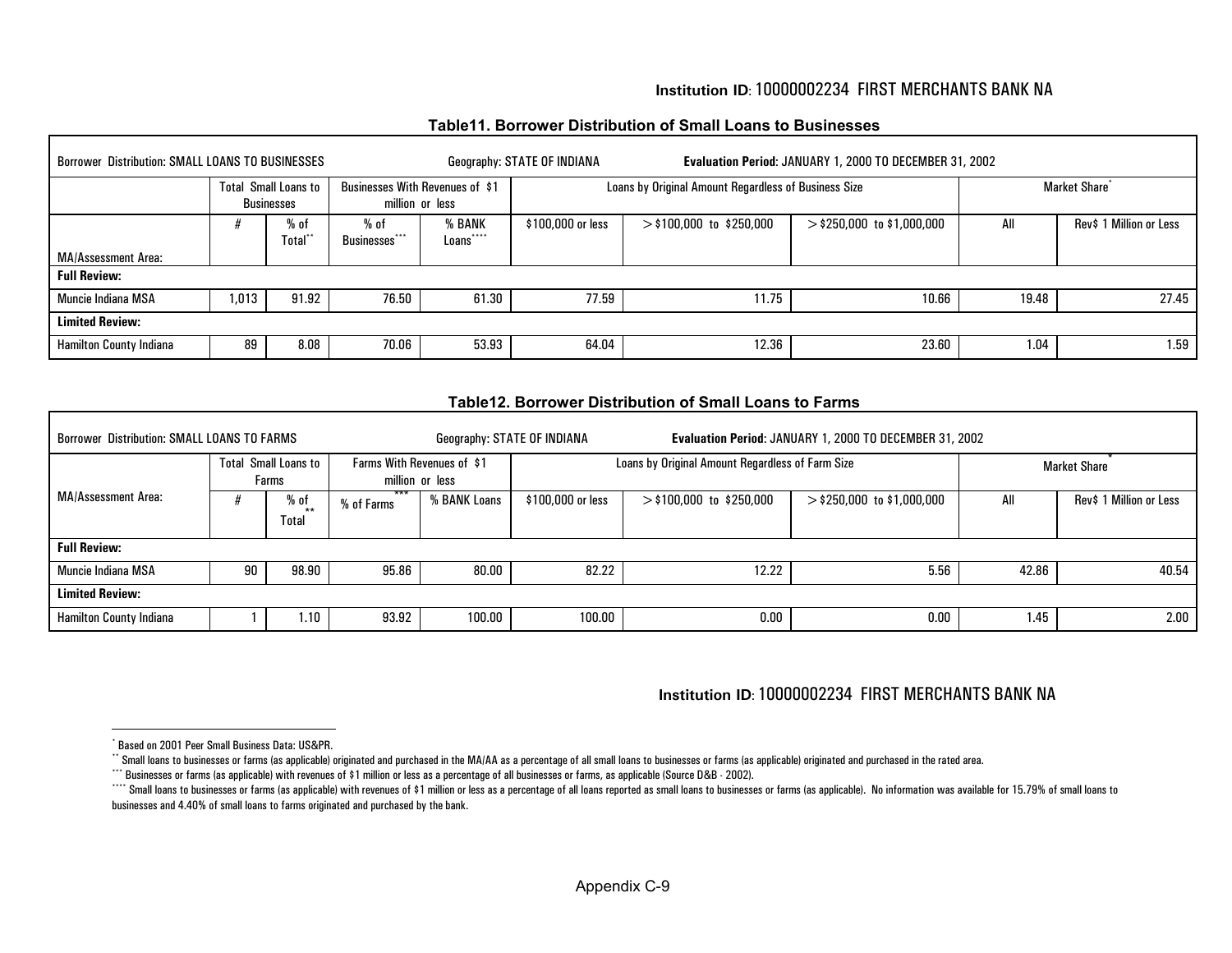**Institution ID**: 10000002234 FIRST MERCHANTS BANK NA

### Table11. Borrower Distribution of Small Loans to Businesses

| Borrower Distribution: SMALL LOANS TO BUSINESSES | | | Geography: STATE OF INDIANA | | | **Evaluation Period**: JANUARY 1, 2000 TO DECEMBER 31, 2002 | | | |
|---|---|---|---|---|---|---|---|---|---|
| | Total Small Loans to Businesses | | Businesses With Revenues of $1 million or less | | Loans by Original Amount Regardless of Business Size | | | Market Share* | |
| MA/Assessment Area: | # | % of Total** | % of Businesses*** | % BANK Loans**** | $100,000 or less | >$100,000 to $250,000 | >$250,000 to $1,000,000 | All | Rev$ 1 Million or Less |
| **Full Review:** | | | | | | | | | |
| Muncie Indiana MSA | 1,013 | 91.92 | 76.50 | 61.30 | 77.59 | 11.75 | 10.66 | 19.48 | 27.45 |
| **Limited Review:** | | | | | | | | | |
| Hamilton County Indiana | 89 | 8.08 | 70.06 | 53.93 | 64.04 | 12.36 | 23.60 | 1.04 | 1.59 |

### Table12. Borrower Distribution of Small Loans to Farms

| Borrower Distribution: SMALL LOANS TO FARMS | | | Geography: STATE OF INDIANA | | | **Evaluation Period**: JANUARY 1, 2000 TO DECEMBER 31, 2002 | | | |
|---|---|---|---|---|---|---|---|---|---|
| MA/Assessment Area: | Total Small Loans to Farms | | Farms With Revenues of $1 million or less | | Loans by Original Amount Regardless of Farm Size | | | Market Share* | |
| | # | % of Total** | % of Farms*** | % BANK Loans | $100,000 or less | >$100,000 to $250,000 | >$250,000 to $1,000,000 | All | Rev$ 1 Million or Less |
| **Full Review:** | | | | | | | | | |
| Muncie Indiana MSA | 90 | 98.90 | 95.86 | 80.00 | 82.22 | 12.22 | 5.56 | 42.86 | 40.54 |
| **Limited Review:** | | | | | | | | | |
| Hamilton County Indiana | 1 | 1.10 | 93.92 | 100.00 | 100.00 | 0.00 | 0.00 | 1.45 | 2.00 |

**Institution ID**: 10000002234 FIRST MERCHANTS BANK NA

---

\* Based on 2001 Peer Small Business Data: US&PR.

\*\* Small loans to businesses or farms (as applicable) originated and purchased in the MA/AA as a percentage of all small loans to businesses or farms (as applicable) originated and purchased in the rated area.

\*\*\* Businesses or farms (as applicable) with revenues of $1 million or less as a percentage of all businesses or farms, as applicable (Source D&B - 2002).

\*\*\*\* Small loans to businesses or farms (as applicable) with revenues of $1 million or less as a percentage of all loans reported as small loans to businesses or farms (as applicable). No information was available for 15.79% of small loans to businesses and 4.40% of small loans to farms originated and purchased by the bank.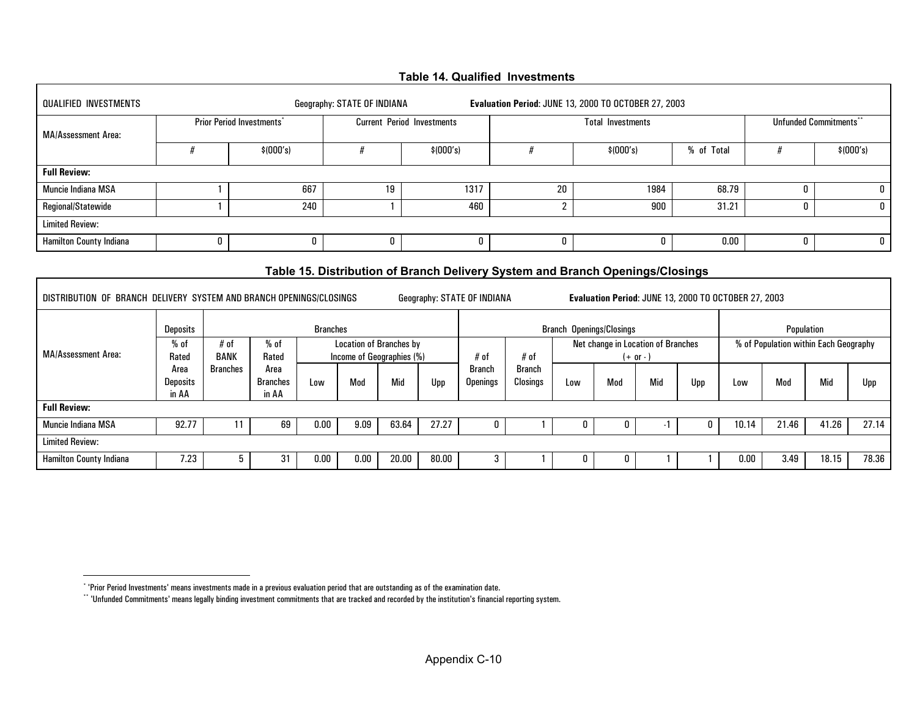**Table 14. Qualified Investments**

| QUALIFIED INVESTMENTS | Geography: STATE OF INDIANA | | | | Evaluation Period: JUNE 13, 2000 TO OCTOBER 27, 2003 | | | | |
|---|---|---|---|---|---|---|---|---|---|
| MA/Assessment Area: | Prior Period Investments* | | Current Period Investments | | Total Investments | | | Unfunded Commitments** | |
| | # | $(000's) | # | $(000's) | # | $(000's) | % of Total | # | $(000's) |
| **Full Review:** | | | | | | | | | |
| Muncie Indiana MSA | 1 | 667 | 19 | 1317 | 20 | 1984 | 68.79 | 0 | 0 |
| Regional/Statewide | 1 | 240 | 1 | 460 | 2 | 900 | 31.21 | 0 | 0 |
| Limited Review: | | | | | | | | | |
| Hamilton County Indiana | 0 | 0 | 0 | 0 | 0 | 0 | 0.00 | 0 | 0 |

**Table 15. Distribution of Branch Delivery System and Branch Openings/Closings**

| DISTRIBUTION OF BRANCH DELIVERY SYSTEM AND BRANCH OPENINGS/CLOSINGS | Geography: STATE OF INDIANA | | | | | | | Evaluation Period: JUNE 13, 2000 TO OCTOBER 27, 2003 | | | | | | | | | |
|---|---|---|---|---|---|---|---|---|---|---|---|---|---|---|---|---|---|
| MA/Assessment Area: | Deposits | Branches | | | | | | Branch Openings/Closings | | | | | | Population | | | |
| | % of Rated Area Deposits in AA | # of BANK Branches | % of Rated Area Branches in AA | Location of Branches by Income of Geographies (%) | | | | # of Branch Openings | # of Branch Closings | Net change in Location of Branches (+ or -) | | | | % of Population within Each Geography | | | |
| | | | | Low | Mod | Mid | Upp | | | Low | Mod | Mid | Upp | Low | Mod | Mid | Upp |
| **Full Review:** | | | | | | | | | | | | | | | | | |
| Muncie Indiana MSA | 92.77 | 11 | 69 | 0.00 | 9.09 | 63.64 | 27.27 | 0 | 1 | 0 | 0 | -1 | 0 | 10.14 | 21.46 | 41.26 | 27.14 |
| Limited Review: | | | | | | | | | | | | | | | | | |
| Hamilton County Indiana | 7.23 | 5 | 31 | 0.00 | 0.00 | 20.00 | 80.00 | 3 | 1 | 0 | 0 | 1 | 1 | 0.00 | 3.49 | 18.15 | 78.36 |

* 'Prior Period Investments' means investments made in a previous evaluation period that are outstanding as of the examination date.

** 'Unfunded Commitments' means legally binding investment commitments that are tracked and recorded by the institution's financial reporting system.

Appendix C-10